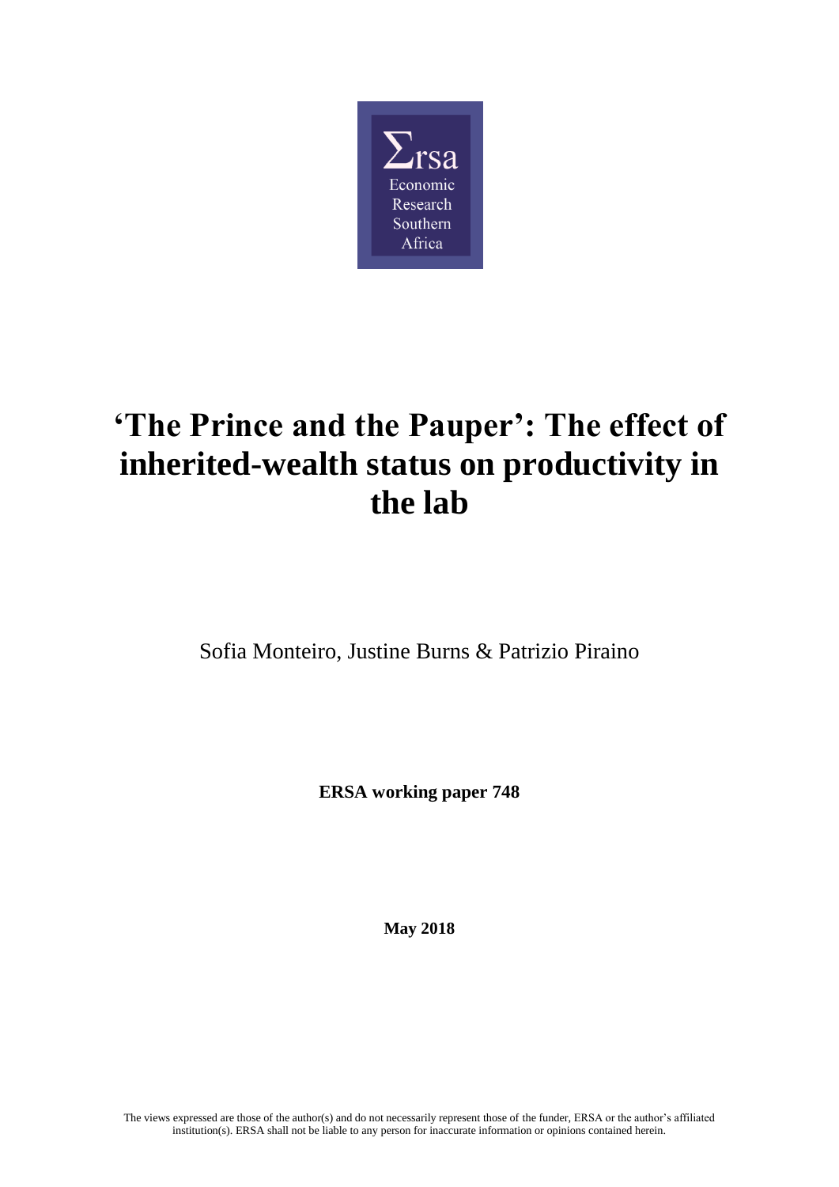Σrsa
Economic
Research
Southern
Africa

# 'The Prince and the Pauper': The effect of inherited-wealth status on productivity in the lab

Sofia Monteiro, Justine Burns & Patrizio Piraino

**ERSA working paper 748**

**May 2018**

The views expressed are those of the author(s) and do not necessarily represent those of the funder, ERSA or the author's affiliated institution(s). ERSA shall not be liable to any person for inaccurate information or opinions contained herein.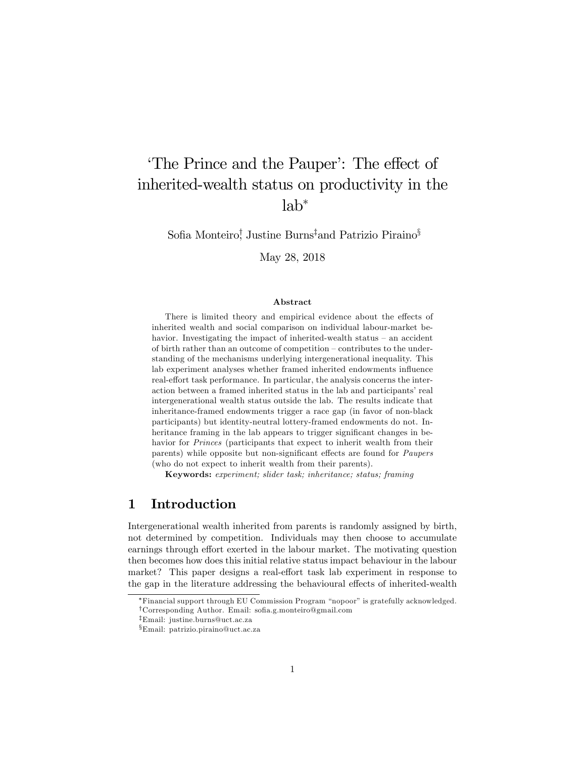# 'The Prince and the Pauper': The effect of inherited-wealth status on productivity in the lab*

Sofia Monteiro[†], Justine Burns[‡] and Patrizio Piraino[§]

May 28, 2018

### Abstract

There is limited theory and empirical evidence about the effects of inherited wealth and social comparison on individual labour-market behavior. Investigating the impact of inherited-wealth status – an accident of birth rather than an outcome of competition – contributes to the understanding of the mechanisms underlying intergenerational inequality. This lab experiment analyses whether framed inherited endowments influence real-effort task performance. In particular, the analysis concerns the interaction between a framed inherited status in the lab and participants' real intergenerational wealth status outside the lab. The results indicate that inheritance-framed endowments trigger a race gap (in favor of non-black participants) but identity-neutral lottery-framed endowments do not. Inheritance framing in the lab appears to trigger significant changes in behavior for *Princes* (participants that expect to inherit wealth from their parents) while opposite but non-significant effects are found for *Paupers* (who do not expect to inherit wealth from their parents).

**Keywords:** *experiment; slider task; inheritance; status; framing*

## 1 Introduction

Intergenerational wealth inherited from parents is randomly assigned by birth, not determined by competition. Individuals may then choose to accumulate earnings through effort exerted in the labour market. The motivating question then becomes how does this initial relative status impact behaviour in the labour market? This paper designs a real-effort task lab experiment in response to the gap in the literature addressing the behavioural effects of inherited-wealth

---

*Financial support through EU Commission Program "nopoor" is gratefully acknowledged.

[†]Corresponding Author. Email: sofia.g.monteiro@gmail.com

[‡]Email: justine.burns@uct.ac.za

[§]Email: patrizio.piraino@uct.ac.za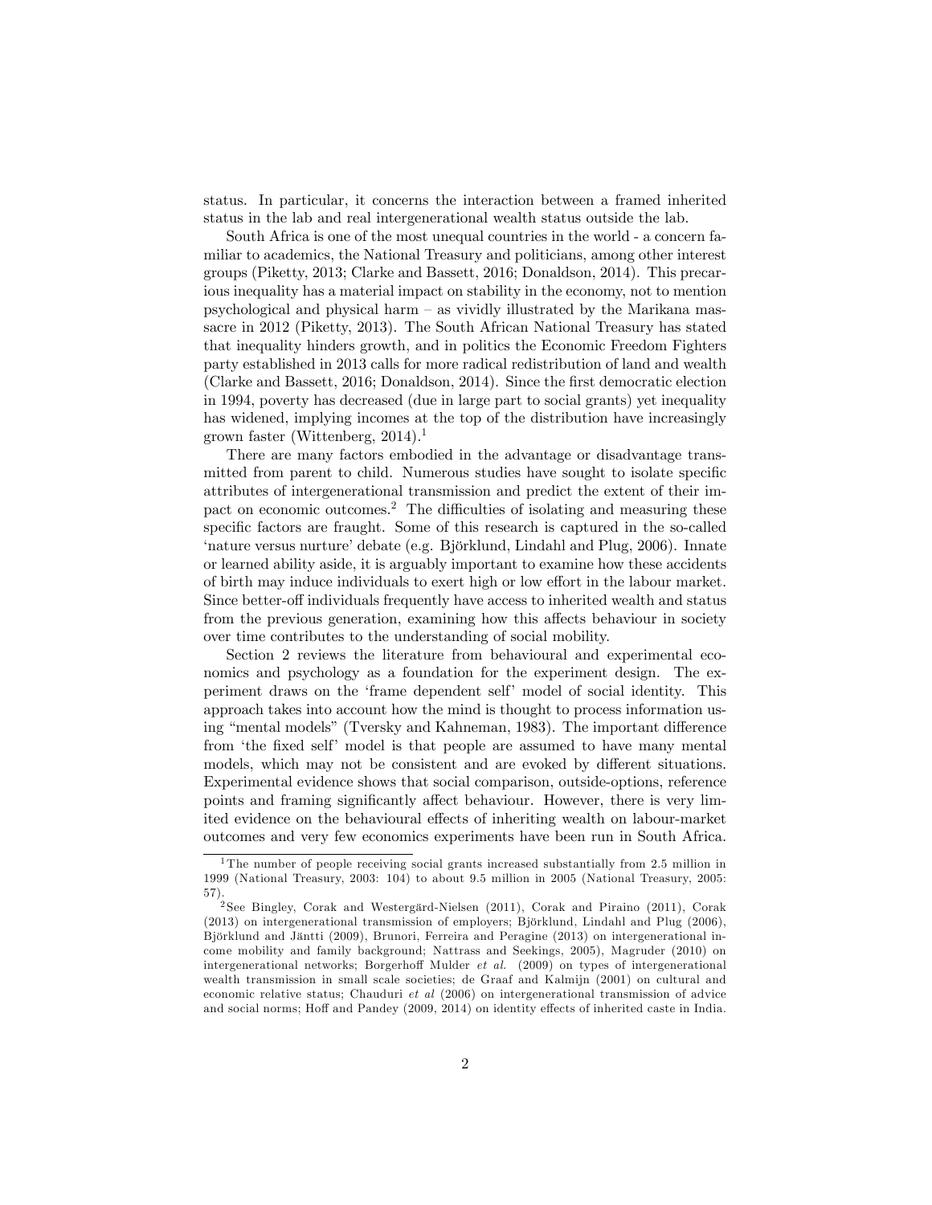status. In particular, it concerns the interaction between a framed inherited status in the lab and real intergenerational wealth status outside the lab.

South Africa is one of the most unequal countries in the world - a concern familiar to academics, the National Treasury and politicians, among other interest groups (Piketty, 2013; Clarke and Bassett, 2016; Donaldson, 2014). This precarious inequality has a material impact on stability in the economy, not to mention psychological and physical harm – as vividly illustrated by the Marikana massacre in 2012 (Piketty, 2013). The South African National Treasury has stated that inequality hinders growth, and in politics the Economic Freedom Fighters party established in 2013 calls for more radical redistribution of land and wealth (Clarke and Bassett, 2016; Donaldson, 2014). Since the first democratic election in 1994, poverty has decreased (due in large part to social grants) yet inequality has widened, implying incomes at the top of the distribution have increasingly grown faster (Wittenberg, 2014).[1]

There are many factors embodied in the advantage or disadvantage transmitted from parent to child. Numerous studies have sought to isolate specific attributes of intergenerational transmission and predict the extent of their impact on economic outcomes.[2] The difficulties of isolating and measuring these specific factors are fraught. Some of this research is captured in the so-called 'nature versus nurture' debate (e.g. Björklund, Lindahl and Plug, 2006). Innate or learned ability aside, it is arguably important to examine how these accidents of birth may induce individuals to exert high or low effort in the labour market. Since better-off individuals frequently have access to inherited wealth and status from the previous generation, examining how this affects behaviour in society over time contributes to the understanding of social mobility.

Section 2 reviews the literature from behavioural and experimental economics and psychology as a foundation for the experiment design. The experiment draws on the 'frame dependent self' model of social identity. This approach takes into account how the mind is thought to process information using "mental models" (Tversky and Kahneman, 1983). The important difference from 'the fixed self' model is that people are assumed to have many mental models, which may not be consistent and are evoked by different situations. Experimental evidence shows that social comparison, outside-options, reference points and framing significantly affect behaviour. However, there is very limited evidence on the behavioural effects of inheriting wealth on labour-market outcomes and very few economics experiments have been run in South Africa.

[1] The number of people receiving social grants increased substantially from 2.5 million in 1999 (National Treasury, 2003: 104) to about 9.5 million in 2005 (National Treasury, 2005: 57).

[2] See Bingley, Corak and Westergärd-Nielsen (2011), Corak and Piraino (2011), Corak (2013) on intergenerational transmission of employers; Björklund, Lindahl and Plug (2006), Björklund and Jäntti (2009), Brunori, Ferreira and Peragine (2013) on intergenerational income mobility and family background; Nattrass and Seekings, 2005), Magruder (2010) on intergenerational networks; Borgerhoff Mulder *et al.* (2009) on types of intergenerational wealth transmission in small scale societies; de Graaf and Kalmijn (2001) on cultural and economic relative status; Chauduri *et al* (2006) on intergenerational transmission of advice and social norms; Hoff and Pandey (2009, 2014) on identity effects of inherited caste in India.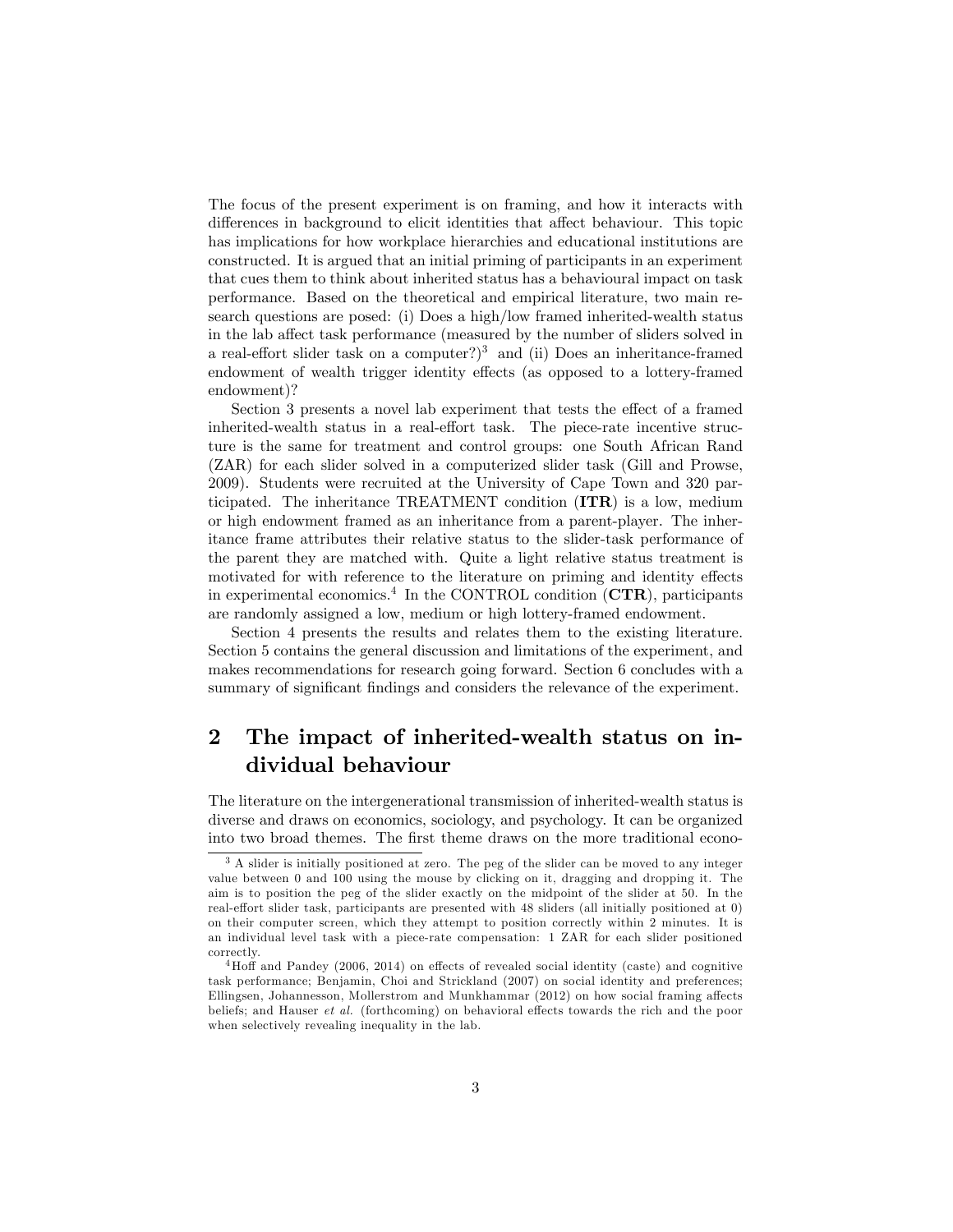The focus of the present experiment is on framing, and how it interacts with differences in background to elicit identities that affect behaviour. This topic has implications for how workplace hierarchies and educational institutions are constructed. It is argued that an initial priming of participants in an experiment that cues them to think about inherited status has a behavioural impact on task performance. Based on the theoretical and empirical literature, two main research questions are posed: (i) Does a high/low framed inherited-wealth status in the lab affect task performance (measured by the number of sliders solved in a real-effort slider task on a computer?)[3] and (ii) Does an inheritance-framed endowment of wealth trigger identity effects (as opposed to a lottery-framed endowment)?

Section 3 presents a novel lab experiment that tests the effect of a framed inherited-wealth status in a real-effort task. The piece-rate incentive structure is the same for treatment and control groups: one South African Rand (ZAR) for each slider solved in a computerized slider task (Gill and Prowse, 2009). Students were recruited at the University of Cape Town and 320 participated. The inheritance TREATMENT condition (**ITR**) is a low, medium or high endowment framed as an inheritance from a parent-player. The inheritance frame attributes their relative status to the slider-task performance of the parent they are matched with. Quite a light relative status treatment is motivated for with reference to the literature on priming and identity effects in experimental economics.[4] In the CONTROL condition (**CTR**), participants are randomly assigned a low, medium or high lottery-framed endowment.

Section 4 presents the results and relates them to the existing literature. Section 5 contains the general discussion and limitations of the experiment, and makes recommendations for research going forward. Section 6 concludes with a summary of significant findings and considers the relevance of the experiment.

## 2 The impact of inherited-wealth status on individual behaviour

The literature on the intergenerational transmission of inherited-wealth status is diverse and draws on economics, sociology, and psychology. It can be organized into two broad themes. The first theme draws on the more traditional econo-

[3] A slider is initially positioned at zero. The peg of the slider can be moved to any integer value between 0 and 100 using the mouse by clicking on it, dragging and dropping it. The aim is to position the peg of the slider exactly on the midpoint of the slider at 50. In the real-effort slider task, participants are presented with 48 sliders (all initially positioned at 0) on their computer screen, which they attempt to position correctly within 2 minutes. It is an individual level task with a piece-rate compensation: 1 ZAR for each slider positioned correctly.

[4] Hoff and Pandey (2006, 2014) on effects of revealed social identity (caste) and cognitive task performance; Benjamin, Choi and Strickland (2007) on social identity and preferences; Ellingsen, Johannesson, Mollerstrom and Munkhammar (2012) on how social framing affects beliefs; and Hauser *et al.* (forthcoming) on behavioral effects towards the rich and the poor when selectively revealing inequality in the lab.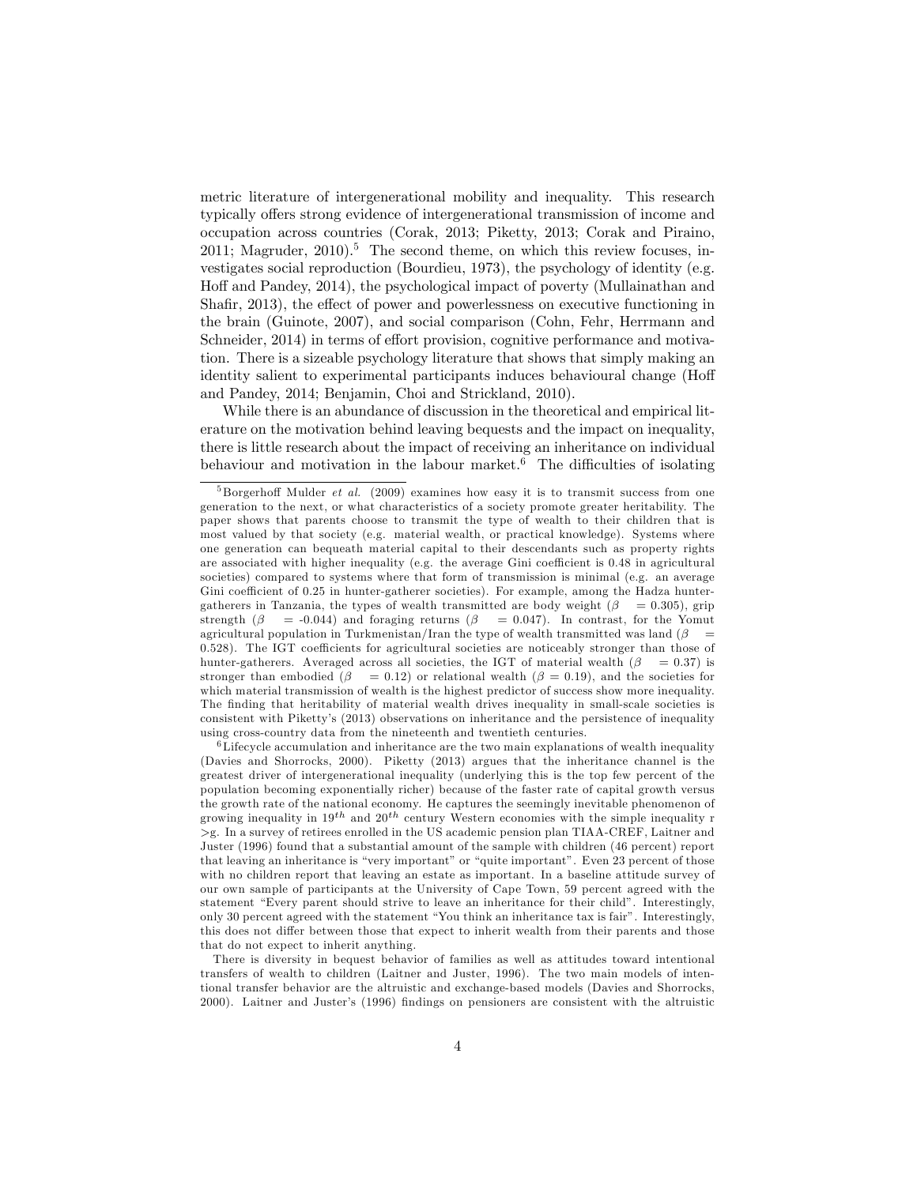metric literature of intergenerational mobility and inequality. This research typically offers strong evidence of intergenerational transmission of income and occupation across countries (Corak, 2013; Piketty, 2013; Corak and Piraino, 2011; Magruder, 2010).[5] The second theme, on which this review focuses, investigates social reproduction (Bourdieu, 1973), the psychology of identity (e.g. Hoff and Pandey, 2014), the psychological impact of poverty (Mullainathan and Shafir, 2013), the effect of power and powerlessness on executive functioning in the brain (Guinote, 2007), and social comparison (Cohn, Fehr, Herrmann and Schneider, 2014) in terms of effort provision, cognitive performance and motivation. There is a sizeable psychology literature that shows that simply making an identity salient to experimental participants induces behavioural change (Hoff and Pandey, 2014; Benjamin, Choi and Strickland, 2010).

While there is an abundance of discussion in the theoretical and empirical literature on the motivation behind leaving bequests and the impact on inequality, there is little research about the impact of receiving an inheritance on individual behaviour and motivation in the labour market.[6] The difficulties of isolating

---

[5] Borgerhoff Mulder *et al.* (2009) examines how easy it is to transmit success from one generation to the next, or what characteristics of a society promote greater heritability. The paper shows that parents choose to transmit the type of wealth to their children that is most valued by that society (e.g. material wealth, or practical knowledge). Systems where one generation can bequeath material capital to their descendants such as property rights are associated with higher inequality (e.g. the average Gini coefficient is 0.48 in agricultural societies) compared to systems where that form of transmission is minimal (e.g. an average Gini coefficient of 0.25 in hunter-gatherer societies). For example, among the Hadza hunter-gatherers in Tanzania, the types of wealth transmitted are body weight ($\beta$ = 0.305), grip strength ($\beta$ = -0.044) and foraging returns ($\beta$ = 0.047). In contrast, for the Yomut agricultural population in Turkmenistan/Iran the type of wealth transmitted was land ($\beta$ = 0.528). The IGT coefficients for agricultural societies are noticeably stronger than those of hunter-gatherers. Averaged across all societies, the IGT of material wealth ($\beta$ = 0.37) is stronger than embodied ($\beta$ = 0.12) or relational wealth ($\beta$ = 0.19), and the societies for which material transmission of wealth is the highest predictor of success show more inequality. The finding that heritability of material wealth drives inequality in small-scale societies is consistent with Piketty's (2013) observations on inheritance and the persistence of inequality using cross-country data from the nineteenth and twentieth centuries.

[6] Lifecycle accumulation and inheritance are the two main explanations of wealth inequality (Davies and Shorrocks, 2000). Piketty (2013) argues that the inheritance channel is the greatest driver of intergenerational inequality (underlying this is the top few percent of the population becoming exponentially richer) because of the faster rate of capital growth versus the growth rate of the national economy. He captures the seemingly inevitable phenomenon of growing inequality in $19^{th}$ and $20^{th}$ century Western economies with the simple inequality $r > g$. In a survey of retirees enrolled in the US academic pension plan TIAA-CREF, Laitner and Juster (1996) found that a substantial amount of the sample with children (46 percent) report that leaving an inheritance is "very important" or "quite important". Even 23 percent of those with no children report that leaving an estate as important. In a baseline attitude survey of our own sample of participants at the University of Cape Town, 59 percent agreed with the statement "Every parent should strive to leave an inheritance for their child". Interestingly, only 30 percent agreed with the statement "You think an inheritance tax is fair". Interestingly, this does not differ between those that expect to inherit wealth from their parents and those that do not expect to inherit anything.

There is diversity in bequest behavior of families as well as attitudes toward intentional transfers of wealth to children (Laitner and Juster, 1996). The two main models of intentional transfer behavior are the altruistic and exchange-based models (Davies and Shorrocks, 2000). Laitner and Juster's (1996) findings on pensioners are consistent with the altruistic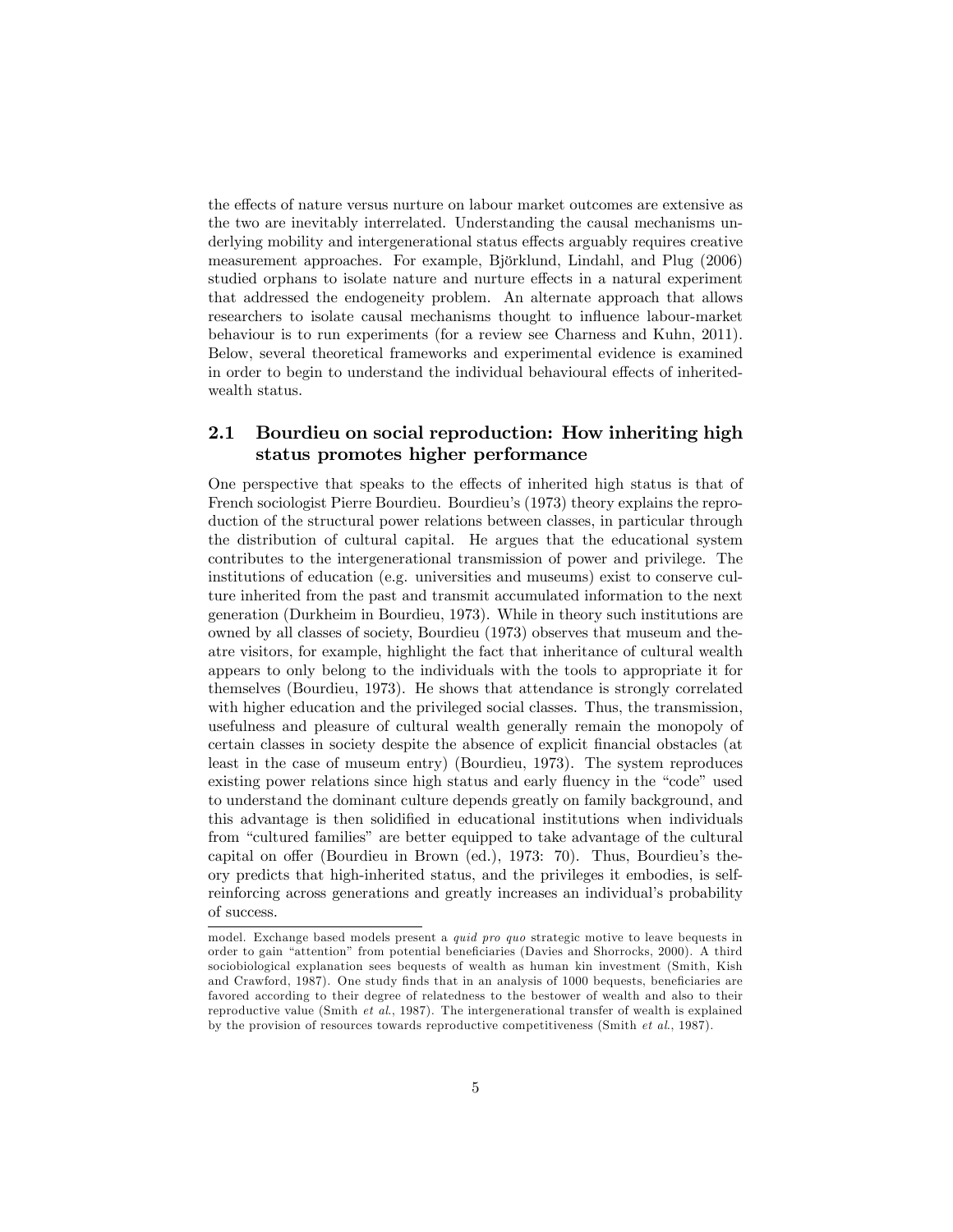the effects of nature versus nurture on labour market outcomes are extensive as the two are inevitably interrelated. Understanding the causal mechanisms underlying mobility and intergenerational status effects arguably requires creative measurement approaches. For example, Björklund, Lindahl, and Plug (2006) studied orphans to isolate nature and nurture effects in a natural experiment that addressed the endogeneity problem. An alternate approach that allows researchers to isolate causal mechanisms thought to influence labour-market behaviour is to run experiments (for a review see Charness and Kuhn, 2011). Below, several theoretical frameworks and experimental evidence is examined in order to begin to understand the individual behavioural effects of inherited-wealth status.

## 2.1 Bourdieu on social reproduction: How inheriting high status promotes higher performance

One perspective that speaks to the effects of inherited high status is that of French sociologist Pierre Bourdieu. Bourdieu's (1973) theory explains the reproduction of the structural power relations between classes, in particular through the distribution of cultural capital. He argues that the educational system contributes to the intergenerational transmission of power and privilege. The institutions of education (e.g. universities and museums) exist to conserve culture inherited from the past and transmit accumulated information to the next generation (Durkheim in Bourdieu, 1973). While in theory such institutions are owned by all classes of society, Bourdieu (1973) observes that museum and theatre visitors, for example, highlight the fact that inheritance of cultural wealth appears to only belong to the individuals with the tools to appropriate it for themselves (Bourdieu, 1973). He shows that attendance is strongly correlated with higher education and the privileged social classes. Thus, the transmission, usefulness and pleasure of cultural wealth generally remain the monopoly of certain classes in society despite the absence of explicit financial obstacles (at least in the case of museum entry) (Bourdieu, 1973). The system reproduces existing power relations since high status and early fluency in the "code" used to understand the dominant culture depends greatly on family background, and this advantage is then solidified in educational institutions when individuals from "cultured families" are better equipped to take advantage of the cultural capital on offer (Bourdieu in Brown (ed.), 1973: 70). Thus, Bourdieu's theory predicts that high-inherited status, and the privileges it embodies, is self-reinforcing across generations and greatly increases an individual's probability of success.

---

model. Exchange based models present a *quid pro quo* strategic motive to leave bequests in order to gain "attention" from potential beneficiaries (Davies and Shorrocks, 2000). A third sociobiological explanation sees bequests of wealth as human kin investment (Smith, Kish and Crawford, 1987). One study finds that in an analysis of 1000 bequests, beneficiaries are favored according to their degree of relatedness to the bestower of wealth and also to their reproductive value (Smith *et al.*, 1987). The intergenerational transfer of wealth is explained by the provision of resources towards reproductive competitiveness (Smith *et al.*, 1987).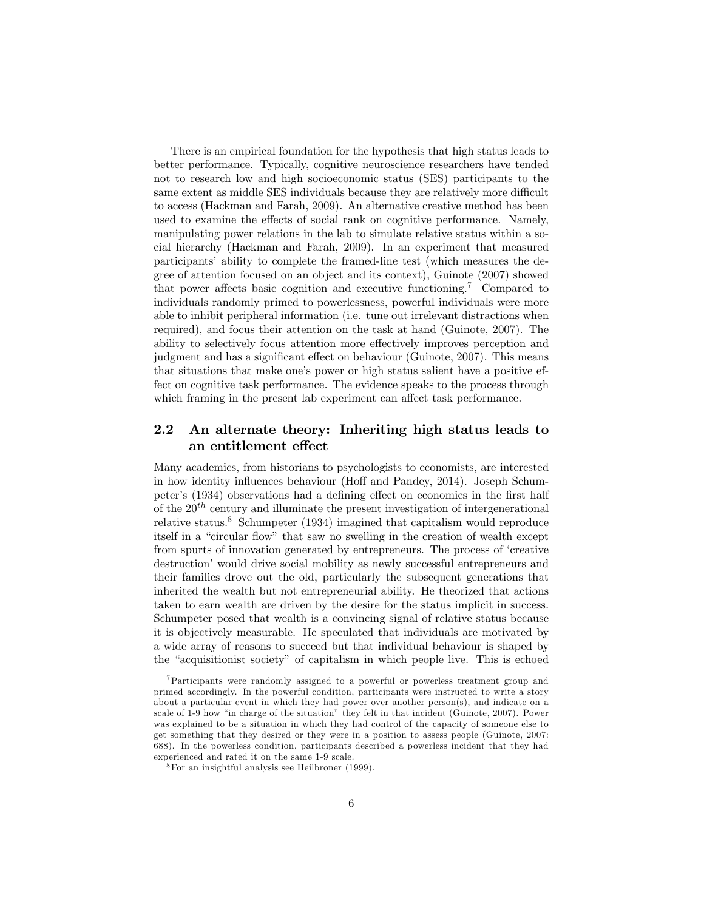There is an empirical foundation for the hypothesis that high status leads to better performance. Typically, cognitive neuroscience researchers have tended not to research low and high socioeconomic status (SES) participants to the same extent as middle SES individuals because they are relatively more difficult to access (Hackman and Farah, 2009). An alternative creative method has been used to examine the effects of social rank on cognitive performance. Namely, manipulating power relations in the lab to simulate relative status within a social hierarchy (Hackman and Farah, 2009). In an experiment that measured participants' ability to complete the framed-line test (which measures the degree of attention focused on an object and its context), Guinote (2007) showed that power affects basic cognition and executive functioning.[7] Compared to individuals randomly primed to powerlessness, powerful individuals were more able to inhibit peripheral information (i.e. tune out irrelevant distractions when required), and focus their attention on the task at hand (Guinote, 2007). The ability to selectively focus attention more effectively improves perception and judgment and has a significant effect on behaviour (Guinote, 2007). This means that situations that make one's power or high status salient have a positive effect on cognitive task performance. The evidence speaks to the process through which framing in the present lab experiment can affect task performance.

## 2.2 An alternate theory: Inheriting high status leads to an entitlement effect

Many academics, from historians to psychologists to economists, are interested in how identity influences behaviour (Hoff and Pandey, 2014). Joseph Schumpeter's (1934) observations had a defining effect on economics in the first half of the $20^{th}$ century and illuminate the present investigation of intergenerational relative status.[8] Schumpeter (1934) imagined that capitalism would reproduce itself in a "circular flow" that saw no swelling in the creation of wealth except from spurts of innovation generated by entrepreneurs. The process of 'creative destruction' would drive social mobility as newly successful entrepreneurs and their families drove out the old, particularly the subsequent generations that inherited the wealth but not entrepreneurial ability. He theorized that actions taken to earn wealth are driven by the desire for the status implicit in success. Schumpeter posed that wealth is a convincing signal of relative status because it is objectively measurable. He speculated that individuals are motivated by a wide array of reasons to succeed but that individual behaviour is shaped by the "acquisitionist society" of capitalism in which people live. This is echoed

[7] Participants were randomly assigned to a powerful or powerless treatment group and primed accordingly. In the powerful condition, participants were instructed to write a story about a particular event in which they had power over another person(s), and indicate on a scale of 1-9 how "in charge of the situation" they felt in that incident (Guinote, 2007). Power was explained to be a situation in which they had control of the capacity of someone else to get something that they desired or they were in a position to assess people (Guinote, 2007: 688). In the powerless condition, participants described a powerless incident that they had experienced and rated it on the same 1-9 scale.

[8] For an insightful analysis see Heilbroner (1999).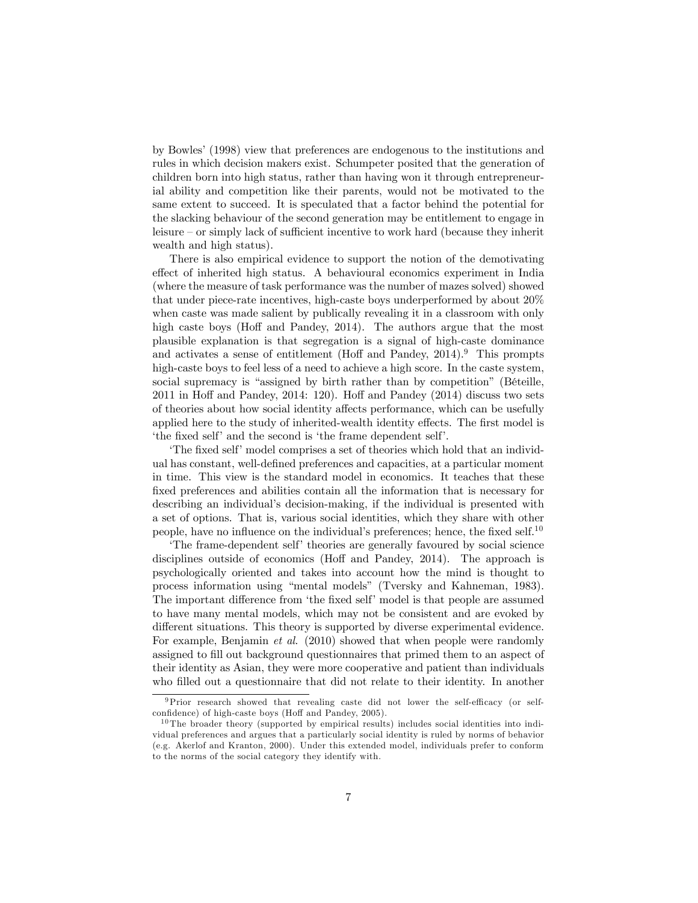by Bowles' (1998) view that preferences are endogenous to the institutions and rules in which decision makers exist. Schumpeter posited that the generation of children born into high status, rather than having won it through entrepreneurial ability and competition like their parents, would not be motivated to the same extent to succeed. It is speculated that a factor behind the potential for the slacking behaviour of the second generation may be entitlement to engage in leisure – or simply lack of sufficient incentive to work hard (because they inherit wealth and high status).

There is also empirical evidence to support the notion of the demotivating effect of inherited high status. A behavioural economics experiment in India (where the measure of task performance was the number of mazes solved) showed that under piece-rate incentives, high-caste boys underperformed by about 20% when caste was made salient by publically revealing it in a classroom with only high caste boys (Hoff and Pandey, 2014). The authors argue that the most plausible explanation is that segregation is a signal of high-caste dominance and activates a sense of entitlement (Hoff and Pandey, 2014).[9] This prompts high-caste boys to feel less of a need to achieve a high score. In the caste system, social supremacy is "assigned by birth rather than by competition" (Béteille, 2011 in Hoff and Pandey, 2014: 120). Hoff and Pandey (2014) discuss two sets of theories about how social identity affects performance, which can be usefully applied here to the study of inherited-wealth identity effects. The first model is 'the fixed self' and the second is 'the frame dependent self'.

'The fixed self' model comprises a set of theories which hold that an individual has constant, well-defined preferences and capacities, at a particular moment in time. This view is the standard model in economics. It teaches that these fixed preferences and abilities contain all the information that is necessary for describing an individual's decision-making, if the individual is presented with a set of options. That is, various social identities, which they share with other people, have no influence on the individual's preferences; hence, the fixed self.[10]

'The frame-dependent self' theories are generally favoured by social science disciplines outside of economics (Hoff and Pandey, 2014). The approach is psychologically oriented and takes into account how the mind is thought to process information using "mental models" (Tversky and Kahneman, 1983). The important difference from 'the fixed self' model is that people are assumed to have many mental models, which may not be consistent and are evoked by different situations. This theory is supported by diverse experimental evidence. For example, Benjamin *et al.* (2010) showed that when people were randomly assigned to fill out background questionnaires that primed them to an aspect of their identity as Asian, they were more cooperative and patient than individuals who filled out a questionnaire that did not relate to their identity. In another

[9] Prior research showed that revealing caste did not lower the self-efficacy (or self-confidence) of high-caste boys (Hoff and Pandey, 2005).

[10] The broader theory (supported by empirical results) includes social identities into individual preferences and argues that a particularly social identity is ruled by norms of behavior (e.g. Akerlof and Kranton, 2000). Under this extended model, individuals prefer to conform to the norms of the social category they identify with.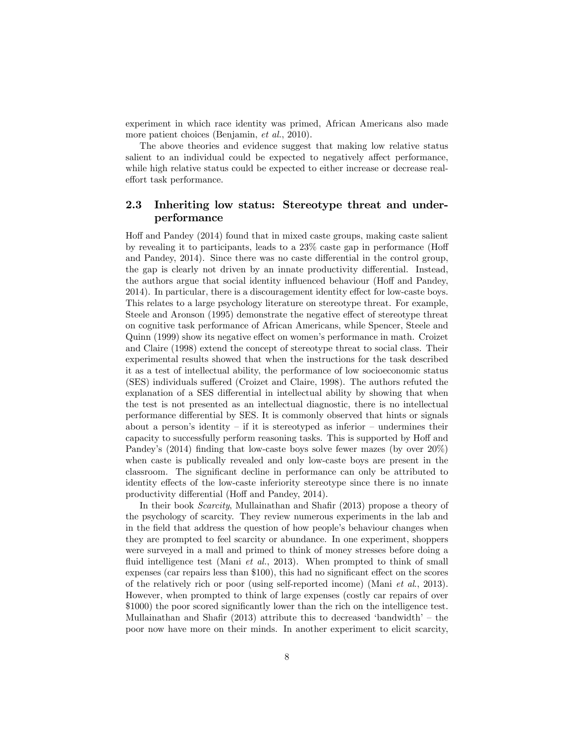experiment in which race identity was primed, African Americans also made more patient choices (Benjamin, *et al.*, 2010).

The above theories and evidence suggest that making low relative status salient to an individual could be expected to negatively affect performance, while high relative status could be expected to either increase or decrease real-effort task performance.

### 2.3 Inheriting low status: Stereotype threat and underperformance

Hoff and Pandey (2014) found that in mixed caste groups, making caste salient by revealing it to participants, leads to a 23% caste gap in performance (Hoff and Pandey, 2014). Since there was no caste differential in the control group, the gap is clearly not driven by an innate productivity differential. Instead, the authors argue that social identity influenced behaviour (Hoff and Pandey, 2014). In particular, there is a discouragement identity effect for low-caste boys. This relates to a large psychology literature on stereotype threat. For example, Steele and Aronson (1995) demonstrate the negative effect of stereotype threat on cognitive task performance of African Americans, while Spencer, Steele and Quinn (1999) show its negative effect on women's performance in math. Croizet and Claire (1998) extend the concept of stereotype threat to social class. Their experimental results showed that when the instructions for the task described it as a test of intellectual ability, the performance of low socioeconomic status (SES) individuals suffered (Croizet and Claire, 1998). The authors refuted the explanation of a SES differential in intellectual ability by showing that when the test is not presented as an intellectual diagnostic, there is no intellectual performance differential by SES. It is commonly observed that hints or signals about a person's identity – if it is stereotyped as inferior – undermines their capacity to successfully perform reasoning tasks. This is supported by Hoff and Pandey's (2014) finding that low-caste boys solve fewer mazes (by over 20%) when caste is publically revealed and only low-caste boys are present in the classroom. The significant decline in performance can only be attributed to identity effects of the low-caste inferiority stereotype since there is no innate productivity differential (Hoff and Pandey, 2014).

In their book *Scarcity*, Mullainathan and Shafir (2013) propose a theory of the psychology of scarcity. They review numerous experiments in the lab and in the field that address the question of how people's behaviour changes when they are prompted to feel scarcity or abundance. In one experiment, shoppers were surveyed in a mall and primed to think of money stresses before doing a fluid intelligence test (Mani *et al.*, 2013). When prompted to think of small expenses (car repairs less than $100), this had no significant effect on the scores of the relatively rich or poor (using self-reported income) (Mani *et al.*, 2013). However, when prompted to think of large expenses (costly car repairs of over $1000) the poor scored significantly lower than the rich on the intelligence test. Mullainathan and Shafir (2013) attribute this to decreased 'bandwidth' – the poor now have more on their minds. In another experiment to elicit scarcity,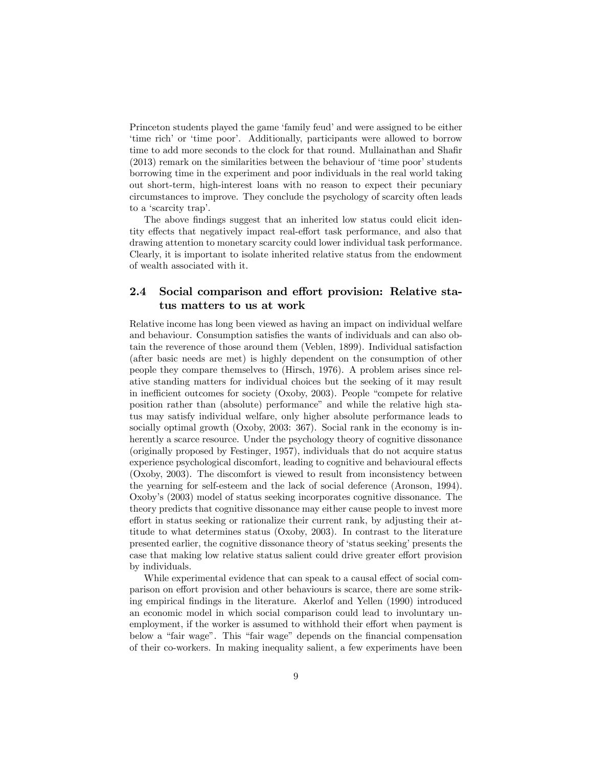Princeton students played the game 'family feud' and were assigned to be either 'time rich' or 'time poor'. Additionally, participants were allowed to borrow time to add more seconds to the clock for that round. Mullainathan and Shafir (2013) remark on the similarities between the behaviour of 'time poor' students borrowing time in the experiment and poor individuals in the real world taking out short-term, high-interest loans with no reason to expect their pecuniary circumstances to improve. They conclude the psychology of scarcity often leads to a 'scarcity trap'.

The above findings suggest that an inherited low status could elicit identity effects that negatively impact real-effort task performance, and also that drawing attention to monetary scarcity could lower individual task performance. Clearly, it is important to isolate inherited relative status from the endowment of wealth associated with it.

## 2.4 Social comparison and effort provision: Relative status matters to us at work

Relative income has long been viewed as having an impact on individual welfare and behaviour. Consumption satisfies the wants of individuals and can also obtain the reverence of those around them (Veblen, 1899). Individual satisfaction (after basic needs are met) is highly dependent on the consumption of other people they compare themselves to (Hirsch, 1976). A problem arises since relative standing matters for individual choices but the seeking of it may result in inefficient outcomes for society (Oxoby, 2003). People "compete for relative position rather than (absolute) performance" and while the relative high status may satisfy individual welfare, only higher absolute performance leads to socially optimal growth (Oxoby, 2003: 367). Social rank in the economy is inherently a scarce resource. Under the psychology theory of cognitive dissonance (originally proposed by Festinger, 1957), individuals that do not acquire status experience psychological discomfort, leading to cognitive and behavioural effects (Oxoby, 2003). The discomfort is viewed to result from inconsistency between the yearning for self-esteem and the lack of social deference (Aronson, 1994). Oxoby's (2003) model of status seeking incorporates cognitive dissonance. The theory predicts that cognitive dissonance may either cause people to invest more effort in status seeking or rationalize their current rank, by adjusting their attitude to what determines status (Oxoby, 2003). In contrast to the literature presented earlier, the cognitive dissonance theory of 'status seeking' presents the case that making low relative status salient could drive greater effort provision by individuals.

While experimental evidence that can speak to a causal effect of social comparison on effort provision and other behaviours is scarce, there are some striking empirical findings in the literature. Akerlof and Yellen (1990) introduced an economic model in which social comparison could lead to involuntary unemployment, if the worker is assumed to withhold their effort when payment is below a "fair wage". This "fair wage" depends on the financial compensation of their co-workers. In making inequality salient, a few experiments have been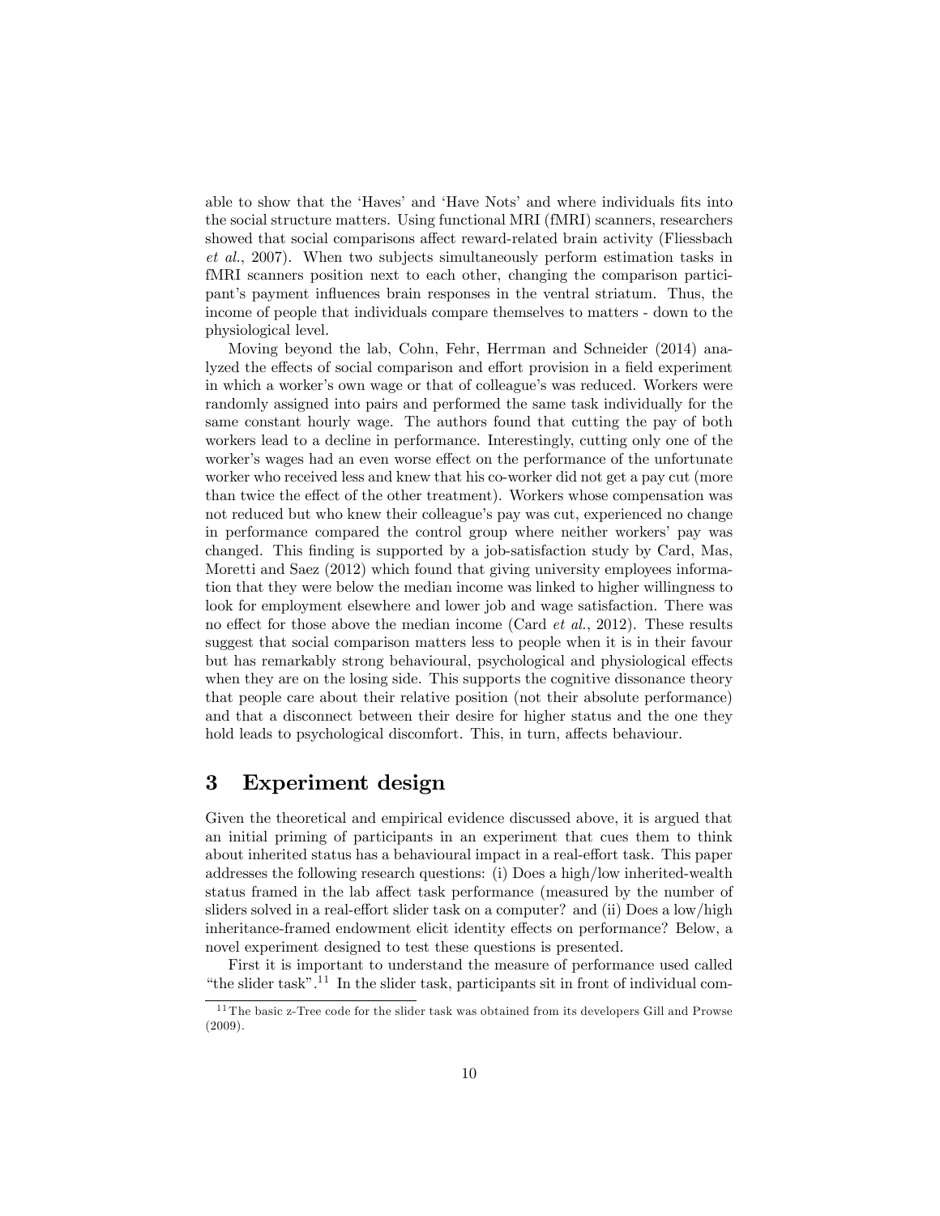able to show that the 'Haves' and 'Have Nots' and where individuals fits into the social structure matters. Using functional MRI (fMRI) scanners, researchers showed that social comparisons affect reward-related brain activity (Fliessbach *et al.*, 2007). When two subjects simultaneously perform estimation tasks in fMRI scanners position next to each other, changing the comparison participant's payment influences brain responses in the ventral striatum. Thus, the income of people that individuals compare themselves to matters - down to the physiological level.

Moving beyond the lab, Cohn, Fehr, Herrman and Schneider (2014) analyzed the effects of social comparison and effort provision in a field experiment in which a worker's own wage or that of colleague's was reduced. Workers were randomly assigned into pairs and performed the same task individually for the same constant hourly wage. The authors found that cutting the pay of both workers lead to a decline in performance. Interestingly, cutting only one of the worker's wages had an even worse effect on the performance of the unfortunate worker who received less and knew that his co-worker did not get a pay cut (more than twice the effect of the other treatment). Workers whose compensation was not reduced but who knew their colleague's pay was cut, experienced no change in performance compared the control group where neither workers' pay was changed. This finding is supported by a job-satisfaction study by Card, Mas, Moretti and Saez (2012) which found that giving university employees information that they were below the median income was linked to higher willingness to look for employment elsewhere and lower job and wage satisfaction. There was no effect for those above the median income (Card *et al.*, 2012). These results suggest that social comparison matters less to people when it is in their favour but has remarkably strong behavioural, psychological and physiological effects when they are on the losing side. This supports the cognitive dissonance theory that people care about their relative position (not their absolute performance) and that a disconnect between their desire for higher status and the one they hold leads to psychological discomfort. This, in turn, affects behaviour.

# 3 Experiment design

Given the theoretical and empirical evidence discussed above, it is argued that an initial priming of participants in an experiment that cues them to think about inherited status has a behavioural impact in a real-effort task. This paper addresses the following research questions: (i) Does a high/low inherited-wealth status framed in the lab affect task performance (measured by the number of sliders solved in a real-effort slider task on a computer? and (ii) Does a low/high inheritance-framed endowment elicit identity effects on performance? Below, a novel experiment designed to test these questions is presented.

First it is important to understand the measure of performance used called "the slider task".[11] In the slider task, participants sit in front of individual com-

[11] The basic z-Tree code for the slider task was obtained from its developers Gill and Prowse (2009).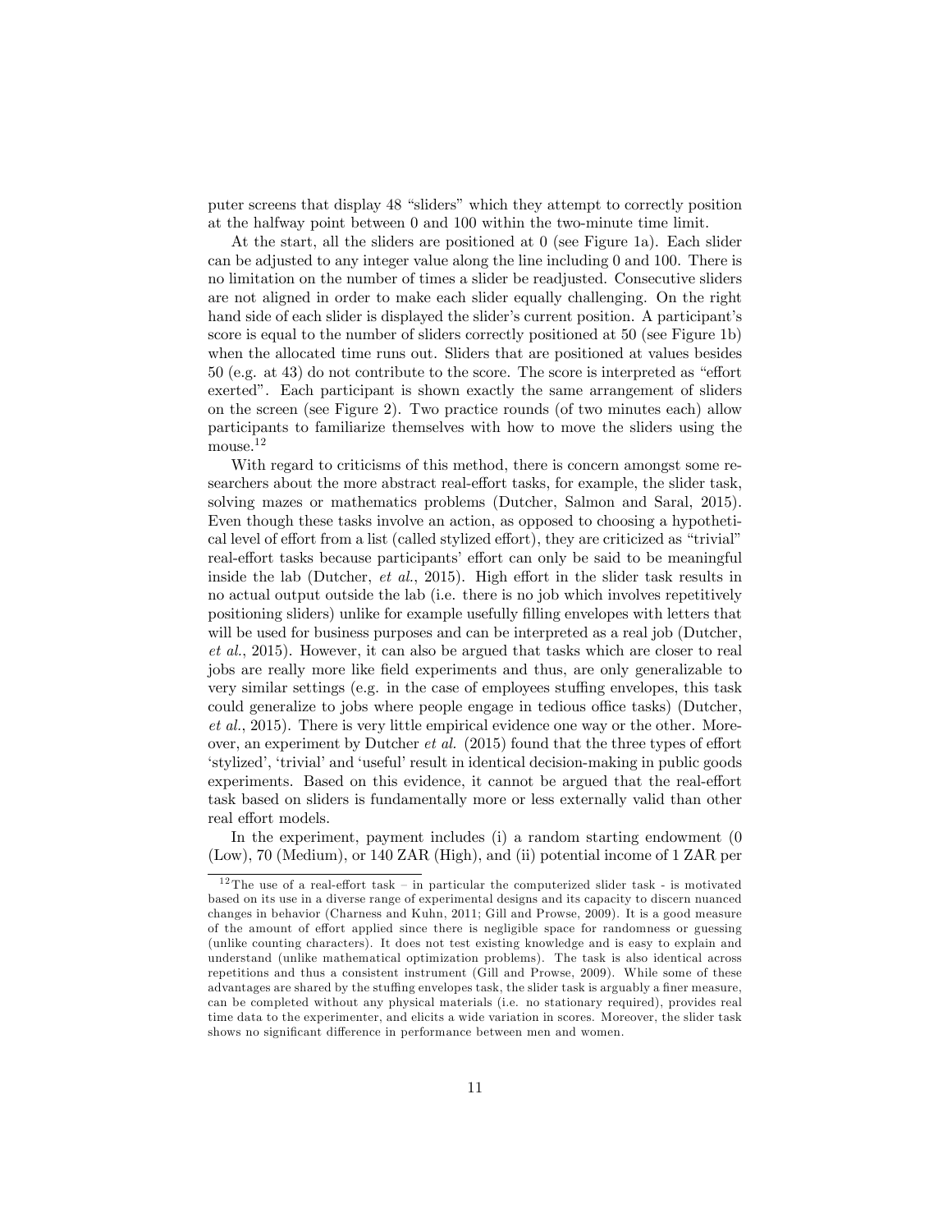puter screens that display 48 “sliders” which they attempt to correctly position at the halfway point between 0 and 100 within the two-minute time limit.

At the start, all the sliders are positioned at 0 (see Figure 1a). Each slider can be adjusted to any integer value along the line including 0 and 100. There is no limitation on the number of times a slider be readjusted. Consecutive sliders are not aligned in order to make each slider equally challenging. On the right hand side of each slider is displayed the slider’s current position. A participant’s score is equal to the number of sliders correctly positioned at 50 (see Figure 1b) when the allocated time runs out. Sliders that are positioned at values besides 50 (e.g. at 43) do not contribute to the score. The score is interpreted as “effort exerted”. Each participant is shown exactly the same arrangement of sliders on the screen (see Figure 2). Two practice rounds (of two minutes each) allow participants to familiarize themselves with how to move the sliders using the mouse.[12]

With regard to criticisms of this method, there is concern amongst some researchers about the more abstract real-effort tasks, for example, the slider task, solving mazes or mathematics problems (Dutcher, Salmon and Saral, 2015). Even though these tasks involve an action, as opposed to choosing a hypothetical level of effort from a list (called stylized effort), they are criticized as “trivial” real-effort tasks because participants’ effort can only be said to be meaningful inside the lab (Dutcher, *et al.*, 2015). High effort in the slider task results in no actual output outside the lab (i.e. there is no job which involves repetitively positioning sliders) unlike for example usefully filling envelopes with letters that will be used for business purposes and can be interpreted as a real job (Dutcher, *et al.*, 2015). However, it can also be argued that tasks which are closer to real jobs are really more like field experiments and thus, are only generalizable to very similar settings (e.g. in the case of employees stuffing envelopes, this task could generalize to jobs where people engage in tedious office tasks) (Dutcher, *et al.*, 2015). There is very little empirical evidence one way or the other. Moreover, an experiment by Dutcher *et al.* (2015) found that the three types of effort ‘stylized’, ‘trivial’ and ‘useful’ result in identical decision-making in public goods experiments. Based on this evidence, it cannot be argued that the real-effort task based on sliders is fundamentally more or less externally valid than other real effort models.

In the experiment, payment includes (i) a random starting endowment (0 (Low), 70 (Medium), or 140 ZAR (High), and (ii) potential income of 1 ZAR per

[12] The use of a real-effort task – in particular the computerized slider task - is motivated based on its use in a diverse range of experimental designs and its capacity to discern nuanced changes in behavior (Charness and Kuhn, 2011; Gill and Prowse, 2009). It is a good measure of the amount of effort applied since there is negligible space for randomness or guessing (unlike counting characters). It does not test existing knowledge and is easy to explain and understand (unlike mathematical optimization problems). The task is also identical across repetitions and thus a consistent instrument (Gill and Prowse, 2009). While some of these advantages are shared by the stuffing envelopes task, the slider task is arguably a finer measure, can be completed without any physical materials (i.e. no stationary required), provides real time data to the experimenter, and elicits a wide variation in scores. Moreover, the slider task shows no significant difference in performance between men and women.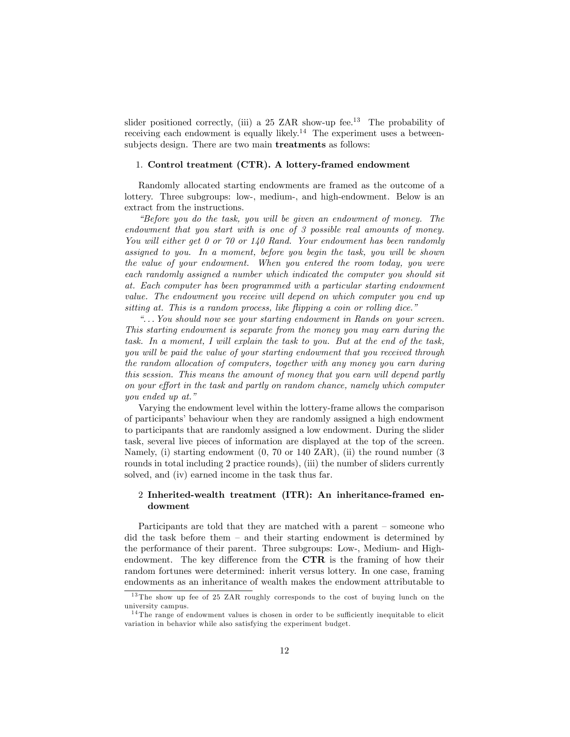slider positioned correctly, (iii) a 25 ZAR show-up fee.[13] The probability of receiving each endowment is equally likely.[14] The experiment uses a between-subjects design. There are two main **treatments** as follows:

1. **Control treatment (CTR). A lottery-framed endowment**

Randomly allocated starting endowments are framed as the outcome of a lottery. Three subgroups: low-, medium-, and high-endowment. Below is an extract from the instructions.

*"Before you do the task, you will be given an endowment of money. The endowment that you start with is one of 3 possible real amounts of money. You will either get 0 or 70 or 140 Rand. Your endowment has been randomly assigned to you. In a moment, before you begin the task, you will be shown the value of your endowment. When you entered the room today, you were each randomly assigned a number which indicated the computer you should sit at. Each computer has been programmed with a particular starting endowment value. The endowment you receive will depend on which computer you end up sitting at. This is a random process, like flipping a coin or rolling dice."*

*"... You should now see your starting endowment in Rands on your screen. This starting endowment is separate from the money you may earn during the task. In a moment, I will explain the task to you. But at the end of the task, you will be paid the value of your starting endowment that you received through the random allocation of computers, together with any money you earn during this session. This means the amount of money that you earn will depend partly on your effort in the task and partly on random chance, namely which computer you ended up at."*

Varying the endowment level within the lottery-frame allows the comparison of participants' behaviour when they are randomly assigned a high endowment to participants that are randomly assigned a low endowment. During the slider task, several live pieces of information are displayed at the top of the screen. Namely, (i) starting endowment (0, 70 or 140 ZAR), (ii) the round number (3 rounds in total including 2 practice rounds), (iii) the number of sliders currently solved, and (iv) earned income in the task thus far.

2 **Inherited-wealth treatment (ITR): An inheritance-framed endowment**

Participants are told that they are matched with a parent – someone who did the task before them – and their starting endowment is determined by the performance of their parent. Three subgroups: Low-, Medium- and High-endowment. The key difference from the **CTR** is the framing of how their random fortunes were determined: inherit versus lottery. In one case, framing endowments as an inheritance of wealth makes the endowment attributable to

[13] The show up fee of 25 ZAR roughly corresponds to the cost of buying lunch on the university campus.

[14] The range of endowment values is chosen in order to be sufficiently inequitable to elicit variation in behavior while also satisfying the experiment budget.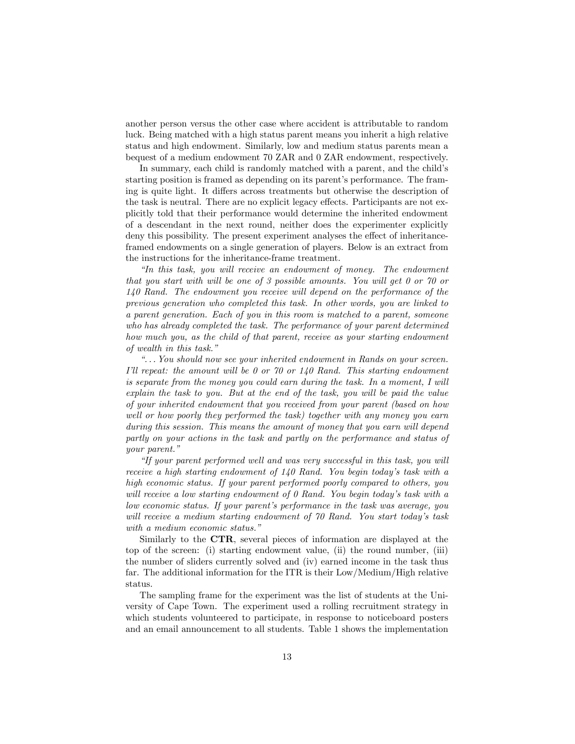another person versus the other case where accident is attributable to random luck. Being matched with a high status parent means you inherit a high relative status and high endowment. Similarly, low and medium status parents mean a bequest of a medium endowment 70 ZAR and 0 ZAR endowment, respectively.

In summary, each child is randomly matched with a parent, and the child's starting position is framed as depending on its parent's performance. The framing is quite light. It differs across treatments but otherwise the description of the task is neutral. There are no explicit legacy effects. Participants are not explicitly told that their performance would determine the inherited endowment of a descendant in the next round, neither does the experimenter explicitly deny this possibility. The present experiment analyses the effect of inheritance-framed endowments on a single generation of players. Below is an extract from the instructions for the inheritance-frame treatment.

*"In this task, you will receive an endowment of money. The endowment that you start with will be one of 3 possible amounts. You will get 0 or 70 or 140 Rand. The endowment you receive will depend on the performance of the previous generation who completed this task. In other words, you are linked to a parent generation. Each of you in this room is matched to a parent, someone who has already completed the task. The performance of your parent determined how much you, as the child of that parent, receive as your starting endowment of wealth in this task."*

*"... You should now see your inherited endowment in Rands on your screen. I'll repeat: the amount will be 0 or 70 or 140 Rand. This starting endowment is separate from the money you could earn during the task. In a moment, I will explain the task to you. But at the end of the task, you will be paid the value of your inherited endowment that you received from your parent (based on how well or how poorly they performed the task) together with any money you earn during this session. This means the amount of money that you earn will depend partly on your actions in the task and partly on the performance and status of your parent."*

*"If your parent performed well and was very successful in this task, you will receive a high starting endowment of 140 Rand. You begin today's task with a high economic status. If your parent performed poorly compared to others, you will receive a low starting endowment of 0 Rand. You begin today's task with a low economic status. If your parent's performance in the task was average, you will receive a medium starting endowment of 70 Rand. You start today's task with a medium economic status."*

Similarly to the **CTR**, several pieces of information are displayed at the top of the screen: (i) starting endowment value, (ii) the round number, (iii) the number of sliders currently solved and (iv) earned income in the task thus far. The additional information for the ITR is their Low/Medium/High relative status.

The sampling frame for the experiment was the list of students at the University of Cape Town. The experiment used a rolling recruitment strategy in which students volunteered to participate, in response to noticeboard posters and an email announcement to all students. Table 1 shows the implementation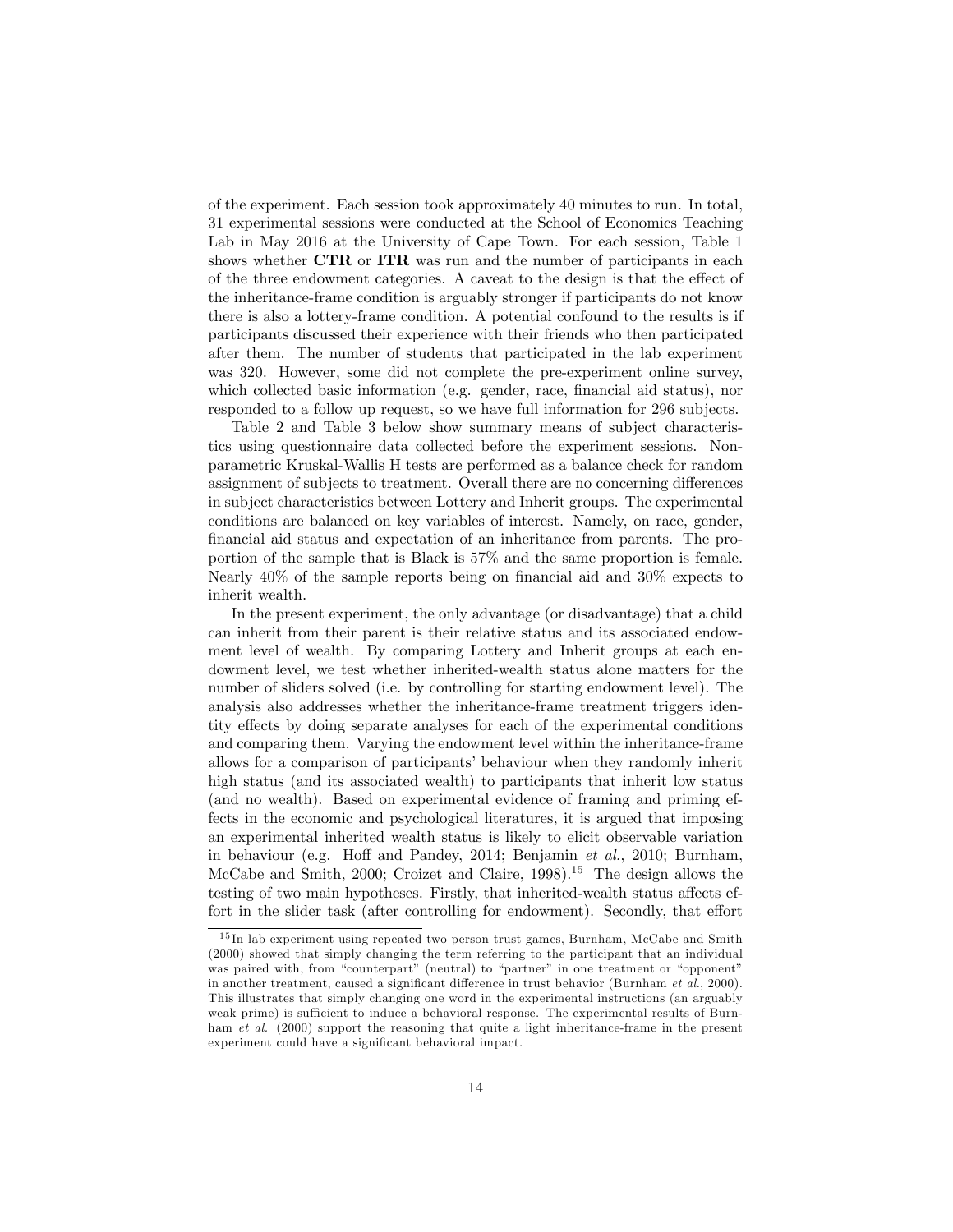of the experiment. Each session took approximately 40 minutes to run. In total, 31 experimental sessions were conducted at the School of Economics Teaching Lab in May 2016 at the University of Cape Town. For each session, Table 1 shows whether **CTR** or **ITR** was run and the number of participants in each of the three endowment categories. A caveat to the design is that the effect of the inheritance-frame condition is arguably stronger if participants do not know there is also a lottery-frame condition. A potential confound to the results is if participants discussed their experience with their friends who then participated after them. The number of students that participated in the lab experiment was 320. However, some did not complete the pre-experiment online survey, which collected basic information (e.g. gender, race, financial aid status), nor responded to a follow up request, so we have full information for 296 subjects.

Table 2 and Table 3 below show summary means of subject characteristics using questionnaire data collected before the experiment sessions. Non-parametric Kruskal-Wallis H tests are performed as a balance check for random assignment of subjects to treatment. Overall there are no concerning differences in subject characteristics between Lottery and Inherit groups. The experimental conditions are balanced on key variables of interest. Namely, on race, gender, financial aid status and expectation of an inheritance from parents. The proportion of the sample that is Black is 57% and the same proportion is female. Nearly 40% of the sample reports being on financial aid and 30% expects to inherit wealth.

In the present experiment, the only advantage (or disadvantage) that a child can inherit from their parent is their relative status and its associated endowment level of wealth. By comparing Lottery and Inherit groups at each endowment level, we test whether inherited-wealth status alone matters for the number of sliders solved (i.e. by controlling for starting endowment level). The analysis also addresses whether the inheritance-frame treatment triggers identity effects by doing separate analyses for each of the experimental conditions and comparing them. Varying the endowment level within the inheritance-frame allows for a comparison of participants' behaviour when they randomly inherit high status (and its associated wealth) to participants that inherit low status (and no wealth). Based on experimental evidence of framing and priming effects in the economic and psychological literatures, it is argued that imposing an experimental inherited wealth status is likely to elicit observable variation in behaviour (e.g. Hoff and Pandey, 2014; Benjamin *et al.*, 2010; Burnham, McCabe and Smith, 2000; Croizet and Claire, 1998).[15] The design allows the testing of two main hypotheses. Firstly, that inherited-wealth status affects effort in the slider task (after controlling for endowment). Secondly, that effort

[15] In lab experiment using repeated two person trust games, Burnham, McCabe and Smith (2000) showed that simply changing the term referring to the participant that an individual was paired with, from "counterpart" (neutral) to "partner" in one treatment or "opponent" in another treatment, caused a significant difference in trust behavior (Burnham *et al.*, 2000). This illustrates that simply changing one word in the experimental instructions (an arguably weak prime) is sufficient to induce a behavioral response. The experimental results of Burnham *et al.* (2000) support the reasoning that quite a light inheritance-frame in the present experiment could have a significant behavioral impact.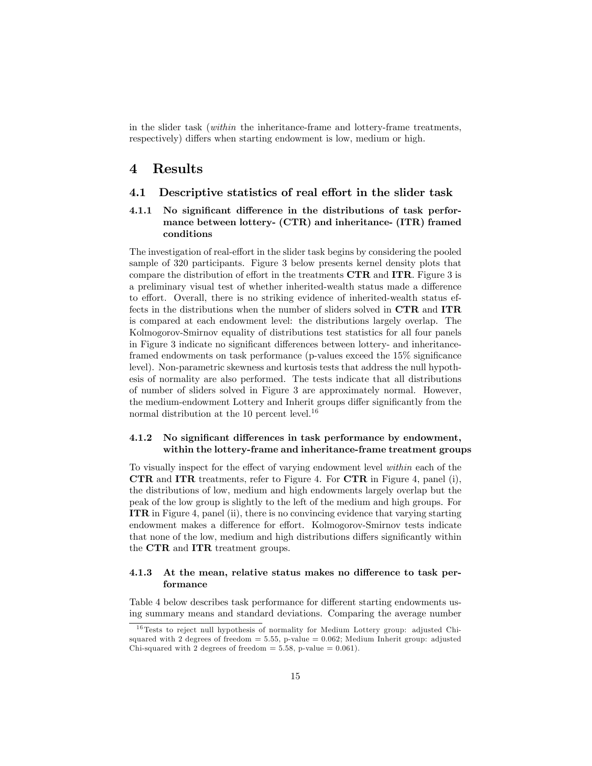in the slider task (*within* the inheritance-frame and lottery-frame treatments, respectively) differs when starting endowment is low, medium or high.

# 4 Results

## 4.1 Descriptive statistics of real effort in the slider task

### 4.1.1 No significant difference in the distributions of task performance between lottery- (CTR) and inheritance- (ITR) framed conditions

The investigation of real-effort in the slider task begins by considering the pooled sample of 320 participants. Figure 3 below presents kernel density plots that compare the distribution of effort in the treatments **CTR** and **ITR**. Figure 3 is a preliminary visual test of whether inherited-wealth status made a difference to effort. Overall, there is no striking evidence of inherited-wealth status effects in the distributions when the number of sliders solved in **CTR** and **ITR** is compared at each endowment level: the distributions largely overlap. The Kolmogorov-Smirnov equality of distributions test statistics for all four panels in Figure 3 indicate no significant differences between lottery- and inheritance-framed endowments on task performance (p-values exceed the 15% significance level). Non-parametric skewness and kurtosis tests that address the null hypothesis of normality are also performed. The tests indicate that all distributions of number of sliders solved in Figure 3 are approximately normal. However, the medium-endowment Lottery and Inherit groups differ significantly from the normal distribution at the 10 percent level.[16]

### 4.1.2 No significant differences in task performance by endowment, within the lottery-frame and inheritance-frame treatment groups

To visually inspect for the effect of varying endowment level *within* each of the **CTR** and **ITR** treatments, refer to Figure 4. For **CTR** in Figure 4, panel (i), the distributions of low, medium and high endowments largely overlap but the peak of the low group is slightly to the left of the medium and high groups. For **ITR** in Figure 4, panel (ii), there is no convincing evidence that varying starting endowment makes a difference for effort. Kolmogorov-Smirnov tests indicate that none of the low, medium and high distributions differs significantly within the **CTR** and **ITR** treatment groups.

### 4.1.3 At the mean, relative status makes no difference to task performance

Table 4 below describes task performance for different starting endowments using summary means and standard deviations. Comparing the average number

[16] Tests to reject null hypothesis of normality for Medium Lottery group: adjusted Chi-squared with 2 degrees of freedom = 5.55, p-value = 0.062; Medium Inherit group: adjusted Chi-squared with 2 degrees of freedom = 5.58, p-value = 0.061).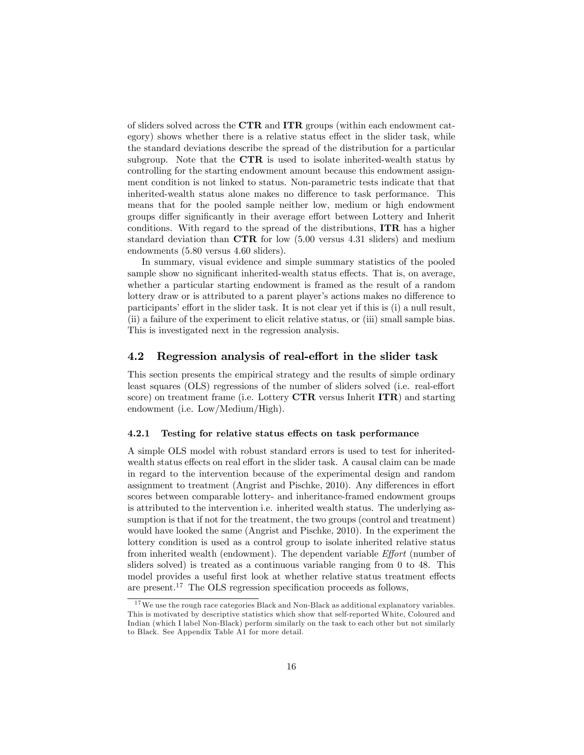of sliders solved across the **CTR** and **ITR** groups (within each endowment category) shows whether there is a relative status effect in the slider task, while the standard deviations describe the spread of the distribution for a particular subgroup. Note that the **CTR** is used to isolate inherited-wealth status by controlling for the starting endowment amount because this endowment assignment condition is not linked to status. Non-parametric tests indicate that that inherited-wealth status alone makes no difference to task performance. This means that for the pooled sample neither low, medium or high endowment groups differ significantly in their average effort between Lottery and Inherit conditions. With regard to the spread of the distributions, **ITR** has a higher standard deviation than **CTR** for low (5.00 versus 4.31 sliders) and medium endowments (5.80 versus 4.60 sliders).

In summary, visual evidence and simple summary statistics of the pooled sample show no significant inherited-wealth status effects. That is, on average, whether a particular starting endowment is framed as the result of a random lottery draw or is attributed to a parent player's actions makes no difference to participants' effort in the slider task. It is not clear yet if this is (i) a null result, (ii) a failure of the experiment to elicit relative status, or (iii) small sample bias. This is investigated next in the regression analysis.

## 4.2 Regression analysis of real-effort in the slider task

This section presents the empirical strategy and the results of simple ordinary least squares (OLS) regressions of the number of sliders solved (i.e. real-effort score) on treatment frame (i.e. Lottery **CTR** versus Inherit **ITR**) and starting endowment (i.e. Low/Medium/High).

### 4.2.1 Testing for relative status effects on task performance

A simple OLS model with robust standard errors is used to test for inherited-wealth status effects on real effort in the slider task. A causal claim can be made in regard to the intervention because of the experimental design and random assignment to treatment (Angrist and Pischke, 2010). Any differences in effort scores between comparable lottery- and inheritance-framed endowment groups is attributed to the intervention i.e. inherited wealth status. The underlying assumption is that if not for the treatment, the two groups (control and treatment) would have looked the same (Angrist and Pischke, 2010). In the experiment the lottery condition is used as a control group to isolate inherited relative status from inherited wealth (endowment). The dependent variable *Effort* (number of sliders solved) is treated as a continuous variable ranging from 0 to 48. This model provides a useful first look at whether relative status treatment effects are present.[17] The OLS regression specification proceeds as follows,

[17] We use the rough race categories Black and Non-Black as additional explanatory variables. This is motivated by descriptive statistics which show that self-reported White, Coloured and Indian (which I label Non-Black) perform similarly on the task to each other but not similarly to Black. See Appendix Table A1 for more detail.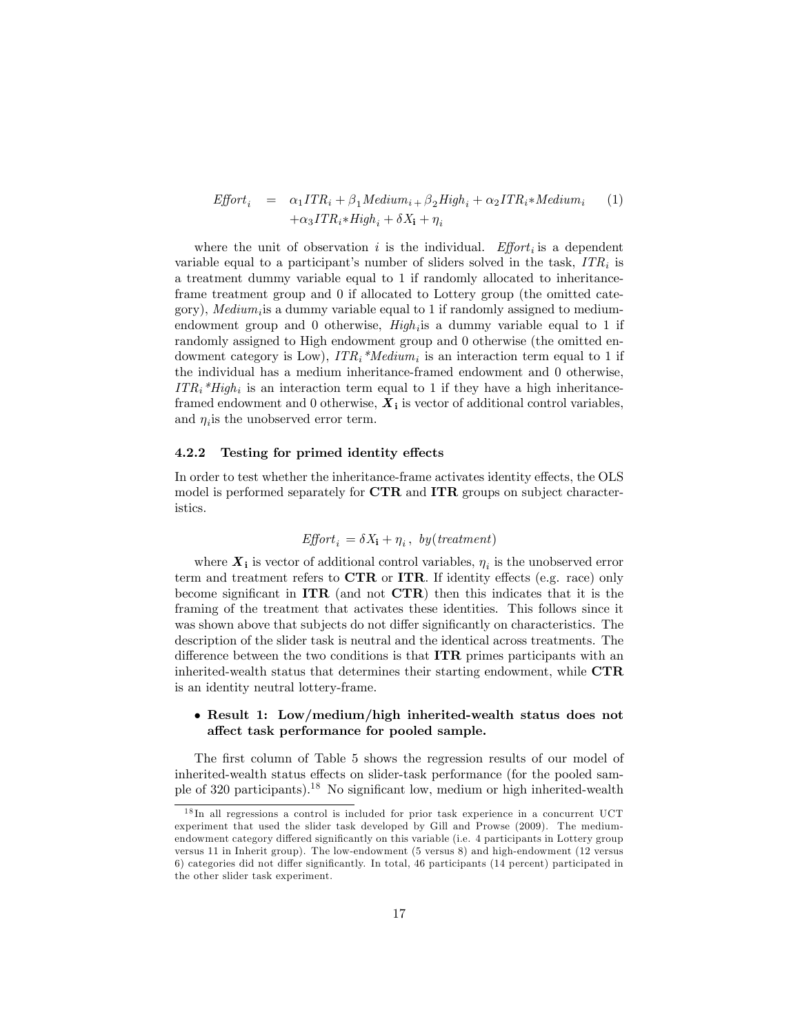$$
\begin{aligned}
\textit{Effort}_i \quad = \quad & \alpha_1 ITR_i + \beta_1 Medium_{i\,+}\, \beta_2 High_i + \alpha_2 ITR_i{*}Medium_i \qquad (1) \\
& + \alpha_3 ITR_i{*}High_i + \delta X_{\mathbf{i}} + \eta_i
\end{aligned}
$$

where the unit of observation $i$ is the individual. $\textit{Effort}_i$ is a dependent variable equal to a participant's number of sliders solved in the task, $ITR_i$ is a treatment dummy variable equal to 1 if randomly allocated to inheritance-frame treatment group and 0 if allocated to Lottery group (the omitted category), $Medium_i$is a dummy variable equal to 1 if randomly assigned to medium-endowment group and 0 otherwise, $High_i$is a dummy variable equal to 1 if randomly assigned to High endowment group and 0 otherwise (the omitted endowment category is Low), $ITR_i{*}Medium_i$ is an interaction term equal to 1 if the individual has a medium inheritance-framed endowment and 0 otherwise, $ITR_i{*}High_i$ is an interaction term equal to 1 if they have a high inheritance-framed endowment and 0 otherwise, $\boldsymbol{X}_{\mathbf{i}}$ is vector of additional control variables, and $\eta_i$is the unobserved error term.

#### 4.2.2 Testing for primed identity effects

In order to test whether the inheritance-frame activates identity effects, the OLS model is performed separately for **CTR** and **ITR** groups on subject characteristics.

$$
\textit{Effort}_i = \delta X_{\mathbf{i}} + \eta_i\,,\ by(treatment)
$$

where $\boldsymbol{X}_{\mathbf{i}}$ is vector of additional control variables, $\eta_i$ is the unobserved error term and treatment refers to **CTR** or **ITR**. If identity effects (e.g. race) only become significant in **ITR** (and not **CTR**) then this indicates that it is the framing of the treatment that activates these identities. This follows since it was shown above that subjects do not differ significantly on characteristics. The description of the slider task is neutral and the identical across treatments. The difference between the two conditions is that **ITR** primes participants with an inherited-wealth status that determines their starting endowment, while **CTR** is an identity neutral lottery-frame.

- **Result 1: Low/medium/high inherited-wealth status does not affect task performance for pooled sample.**

The first column of Table 5 shows the regression results of our model of inherited-wealth status effects on slider-task performance (for the pooled sample of 320 participants).[18] No significant low, medium or high inherited-wealth

[18] In all regressions a control is included for prior task experience in a concurrent UCT experiment that used the slider task developed by Gill and Prowse (2009). The medium-endowment category differed significantly on this variable (i.e. 4 participants in Lottery group versus 11 in Inherit group). The low-endowment (5 versus 8) and high-endowment (12 versus 6) categories did not differ significantly. In total, 46 participants (14 percent) participated in the other slider task experiment.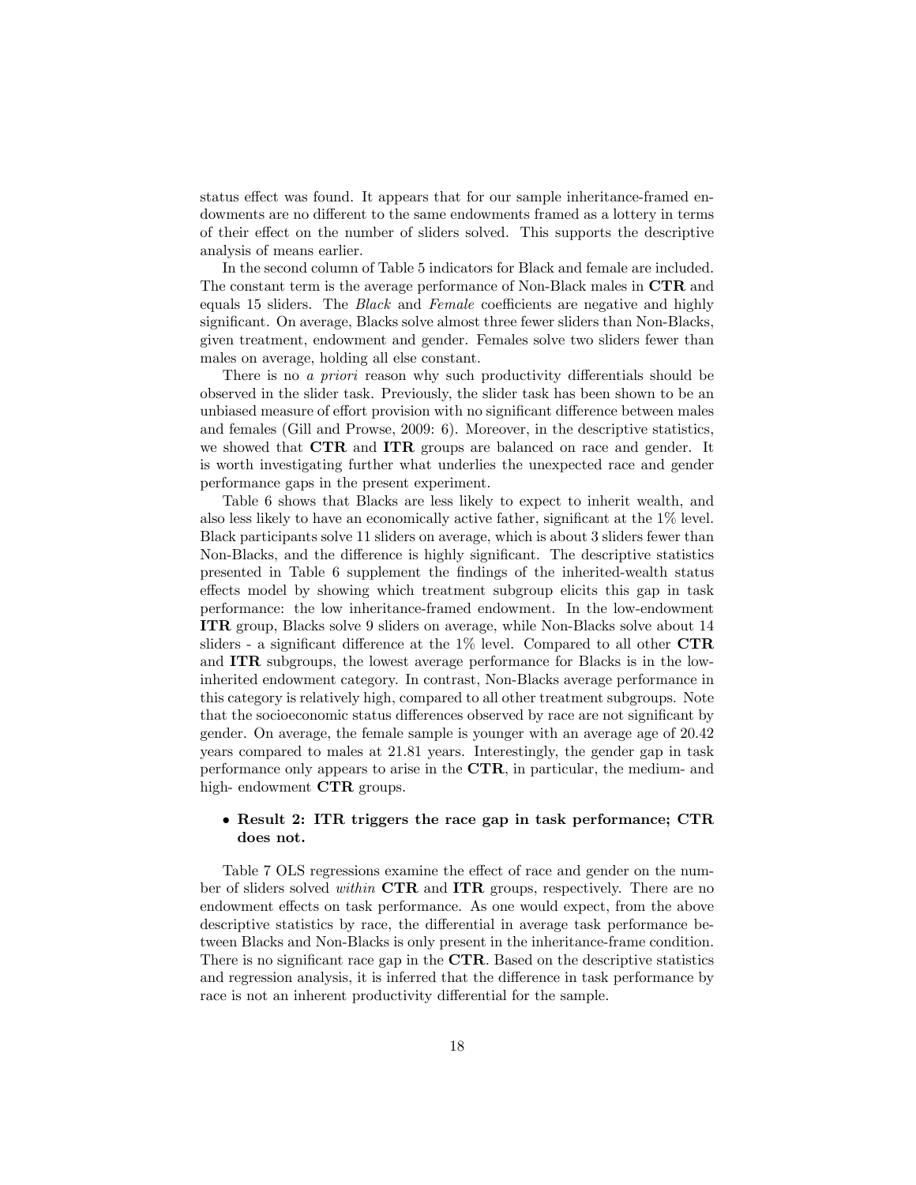status effect was found. It appears that for our sample inheritance-framed endowments are no different to the same endowments framed as a lottery in terms of their effect on the number of sliders solved. This supports the descriptive analysis of means earlier.

In the second column of Table 5 indicators for Black and female are included. The constant term is the average performance of Non-Black males in **CTR** and equals 15 sliders. The *Black* and *Female* coefficients are negative and highly significant. On average, Blacks solve almost three fewer sliders than Non-Blacks, given treatment, endowment and gender. Females solve two sliders fewer than males on average, holding all else constant.

There is no *a priori* reason why such productivity differentials should be observed in the slider task. Previously, the slider task has been shown to be an unbiased measure of effort provision with no significant difference between males and females (Gill and Prowse, 2009: 6). Moreover, in the descriptive statistics, we showed that **CTR** and **ITR** groups are balanced on race and gender. It is worth investigating further what underlies the unexpected race and gender performance gaps in the present experiment.

Table 6 shows that Blacks are less likely to expect to inherit wealth, and also less likely to have an economically active father, significant at the 1% level. Black participants solve 11 sliders on average, which is about 3 sliders fewer than Non-Blacks, and the difference is highly significant. The descriptive statistics presented in Table 6 supplement the findings of the inherited-wealth status effects model by showing which treatment subgroup elicits this gap in task performance: the low inheritance-framed endowment. In the low-endowment **ITR** group, Blacks solve 9 sliders on average, while Non-Blacks solve about 14 sliders - a significant difference at the 1% level. Compared to all other **CTR** and **ITR** subgroups, the lowest average performance for Blacks is in the low-inherited endowment category. In contrast, Non-Blacks average performance in this category is relatively high, compared to all other treatment subgroups. Note that the socioeconomic status differences observed by race are not significant by gender. On average, the female sample is younger with an average age of 20.42 years compared to males at 21.81 years. Interestingly, the gender gap in task performance only appears to arise in the **CTR**, in particular, the medium- and high- endowment **CTR** groups.

- **Result 2: ITR triggers the race gap in task performance; CTR does not.**

Table 7 OLS regressions examine the effect of race and gender on the number of sliders solved *within* **CTR** and **ITR** groups, respectively. There are no endowment effects on task performance. As one would expect, from the above descriptive statistics by race, the differential in average task performance between Blacks and Non-Blacks is only present in the inheritance-frame condition. There is no significant race gap in the **CTR**. Based on the descriptive statistics and regression analysis, it is inferred that the difference in task performance by race is not an inherent productivity differential for the sample.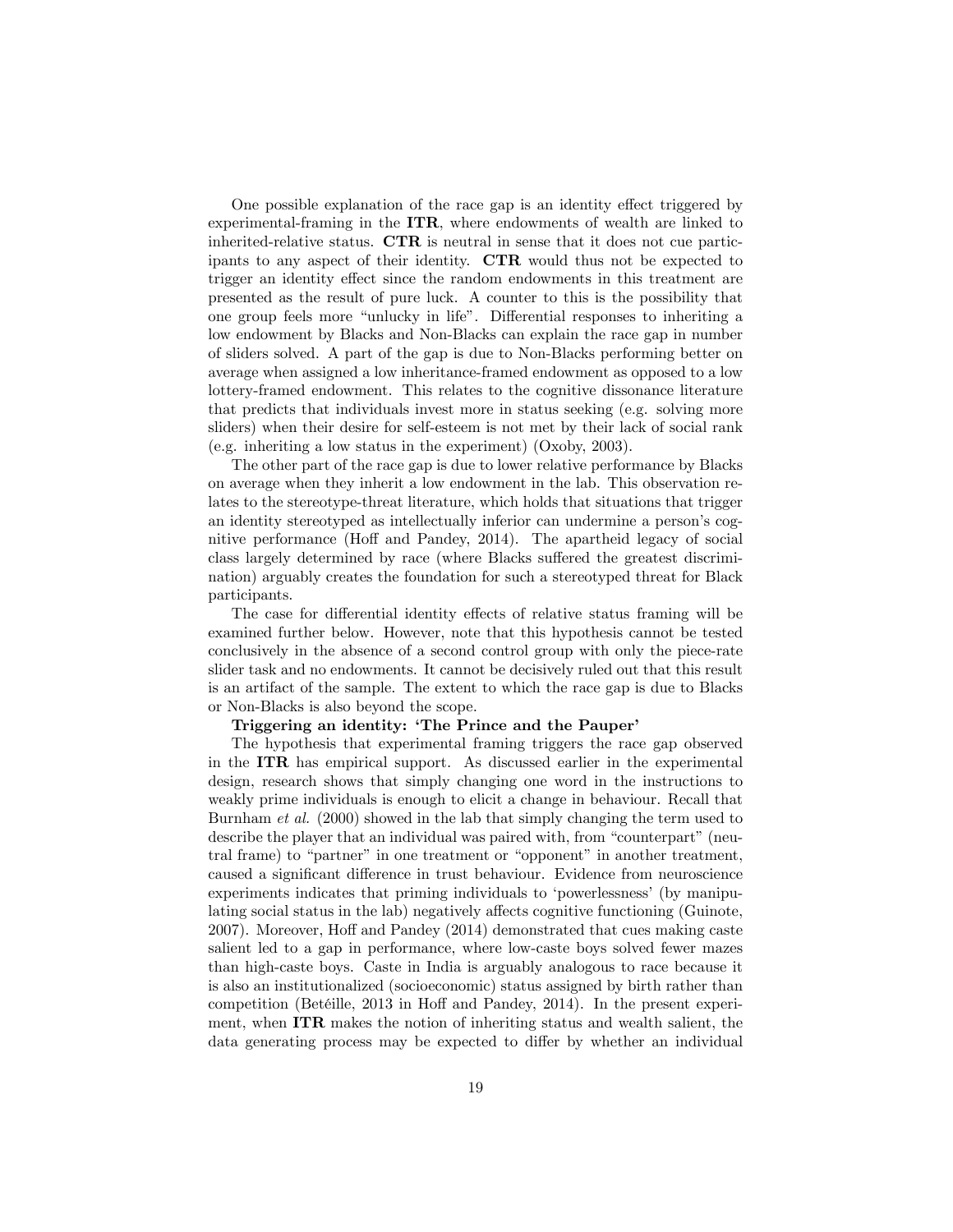One possible explanation of the race gap is an identity effect triggered by experimental-framing in the **ITR**, where endowments of wealth are linked to inherited-relative status. **CTR** is neutral in sense that it does not cue participants to any aspect of their identity. **CTR** would thus not be expected to trigger an identity effect since the random endowments in this treatment are presented as the result of pure luck. A counter to this is the possibility that one group feels more "unlucky in life". Differential responses to inheriting a low endowment by Blacks and Non-Blacks can explain the race gap in number of sliders solved. A part of the gap is due to Non-Blacks performing better on average when assigned a low inheritance-framed endowment as opposed to a low lottery-framed endowment. This relates to the cognitive dissonance literature that predicts that individuals invest more in status seeking (e.g. solving more sliders) when their desire for self-esteem is not met by their lack of social rank (e.g. inheriting a low status in the experiment) (Oxoby, 2003).

The other part of the race gap is due to lower relative performance by Blacks on average when they inherit a low endowment in the lab. This observation relates to the stereotype-threat literature, which holds that situations that trigger an identity stereotyped as intellectually inferior can undermine a person's cognitive performance (Hoff and Pandey, 2014). The apartheid legacy of social class largely determined by race (where Blacks suffered the greatest discrimination) arguably creates the foundation for such a stereotyped threat for Black participants.

The case for differential identity effects of relative status framing will be examined further below. However, note that this hypothesis cannot be tested conclusively in the absence of a second control group with only the piece-rate slider task and no endowments. It cannot be decisively ruled out that this result is an artifact of the sample. The extent to which the race gap is due to Blacks or Non-Blacks is also beyond the scope.

**Triggering an identity: 'The Prince and the Pauper'**

The hypothesis that experimental framing triggers the race gap observed in the **ITR** has empirical support. As discussed earlier in the experimental design, research shows that simply changing one word in the instructions to weakly prime individuals is enough to elicit a change in behaviour. Recall that Burnham *et al.* (2000) showed in the lab that simply changing the term used to describe the player that an individual was paired with, from "counterpart" (neutral frame) to "partner" in one treatment or "opponent" in another treatment, caused a significant difference in trust behaviour. Evidence from neuroscience experiments indicates that priming individuals to 'powerlessness' (by manipulating social status in the lab) negatively affects cognitive functioning (Guinote, 2007). Moreover, Hoff and Pandey (2014) demonstrated that cues making caste salient led to a gap in performance, where low-caste boys solved fewer mazes than high-caste boys. Caste in India is arguably analogous to race because it is also an institutionalized (socioeconomic) status assigned by birth rather than competition (Betéille, 2013 in Hoff and Pandey, 2014). In the present experiment, when **ITR** makes the notion of inheriting status and wealth salient, the data generating process may be expected to differ by whether an individual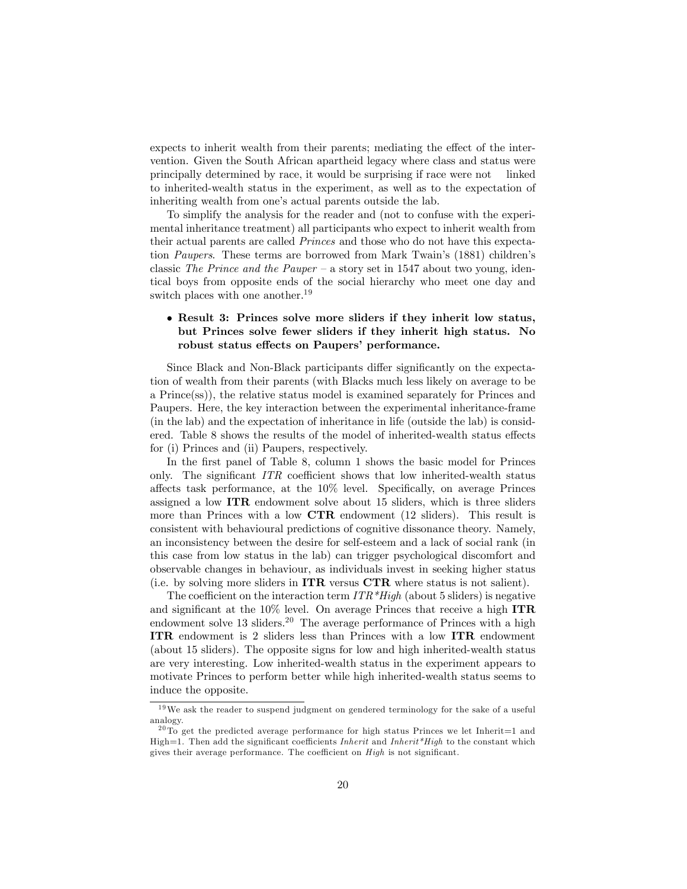expects to inherit wealth from their parents; mediating the effect of the intervention. Given the South African apartheid legacy where class and status were principally determined by race, it would be surprising if race were not linked to inherited-wealth status in the experiment, as well as to the expectation of inheriting wealth from one's actual parents outside the lab.

To simplify the analysis for the reader and (not to confuse with the experimental inheritance treatment) all participants who expect to inherit wealth from their actual parents are called *Princes* and those who do not have this expectation *Paupers*. These terms are borrowed from Mark Twain's (1881) children's classic *The Prince and the Pauper* – a story set in 1547 about two young, identical boys from opposite ends of the social hierarchy who meet one day and switch places with one another.[19]

- **Result 3: Princes solve more sliders if they inherit low status, but Princes solve fewer sliders if they inherit high status. No robust status effects on Paupers' performance.**

Since Black and Non-Black participants differ significantly on the expectation of wealth from their parents (with Blacks much less likely on average to be a Prince(ss)), the relative status model is examined separately for Princes and Paupers. Here, the key interaction between the experimental inheritance-frame (in the lab) and the expectation of inheritance in life (outside the lab) is considered. Table 8 shows the results of the model of inherited-wealth status effects for (i) Princes and (ii) Paupers, respectively.

In the first panel of Table 8, column 1 shows the basic model for Princes only. The significant *ITR* coefficient shows that low inherited-wealth status affects task performance, at the 10% level. Specifically, on average Princes assigned a low **ITR** endowment solve about 15 sliders, which is three sliders more than Princes with a low **CTR** endowment (12 sliders). This result is consistent with behavioural predictions of cognitive dissonance theory. Namely, an inconsistency between the desire for self-esteem and a lack of social rank (in this case from low status in the lab) can trigger psychological discomfort and observable changes in behaviour, as individuals invest in seeking higher status (i.e. by solving more sliders in **ITR** versus **CTR** where status is not salient).

The coefficient on the interaction term *ITR\*High* (about 5 sliders) is negative and significant at the 10% level. On average Princes that receive a high **ITR** endowment solve 13 sliders.[20] The average performance of Princes with a high **ITR** endowment is 2 sliders less than Princes with a low **ITR** endowment (about 15 sliders). The opposite signs for low and high inherited-wealth status are very interesting. Low inherited-wealth status in the experiment appears to motivate Princes to perform better while high inherited-wealth status seems to induce the opposite.

---

[19] We ask the reader to suspend judgment on gendered terminology for the sake of a useful analogy.

[20] To get the predicted average performance for high status Princes we let Inherit=1 and High=1. Then add the significant coefficients *Inherit* and *Inherit\*High* to the constant which gives their average performance. The coefficient on *High* is not significant.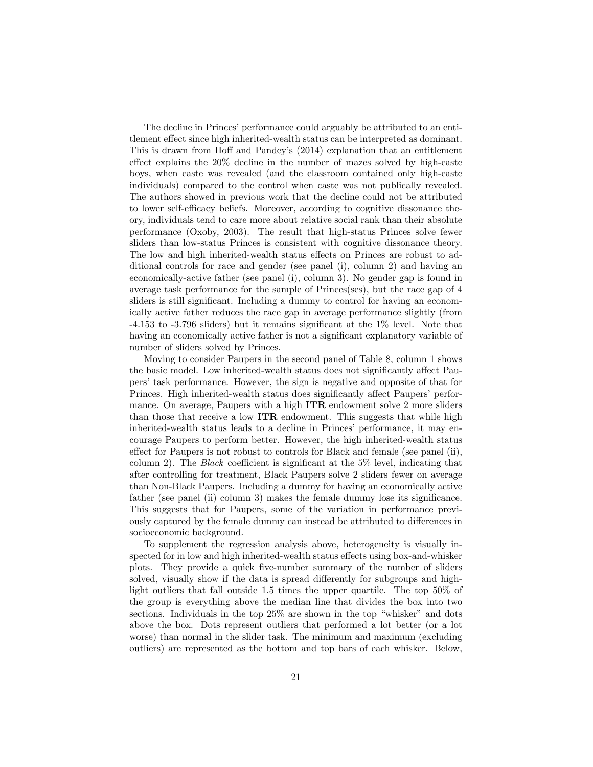The decline in Princes' performance could arguably be attributed to an entitlement effect since high inherited-wealth status can be interpreted as dominant. This is drawn from Hoff and Pandey's (2014) explanation that an entitlement effect explains the 20% decline in the number of mazes solved by high-caste boys, when caste was revealed (and the classroom contained only high-caste individuals) compared to the control when caste was not publically revealed. The authors showed in previous work that the decline could not be attributed to lower self-efficacy beliefs. Moreover, according to cognitive dissonance theory, individuals tend to care more about relative social rank than their absolute performance (Oxoby, 2003). The result that high-status Princes solve fewer sliders than low-status Princes is consistent with cognitive dissonance theory. The low and high inherited-wealth status effects on Princes are robust to additional controls for race and gender (see panel (i), column 2) and having an economically-active father (see panel (i), column 3). No gender gap is found in average task performance for the sample of Princes(ses), but the race gap of 4 sliders is still significant. Including a dummy to control for having an economically active father reduces the race gap in average performance slightly (from -4.153 to -3.796 sliders) but it remains significant at the 1% level. Note that having an economically active father is not a significant explanatory variable of number of sliders solved by Princes.

Moving to consider Paupers in the second panel of Table 8, column 1 shows the basic model. Low inherited-wealth status does not significantly affect Paupers' task performance. However, the sign is negative and opposite of that for Princes. High inherited-wealth status does significantly affect Paupers' performance. On average, Paupers with a high **ITR** endowment solve 2 more sliders than those that receive a low **ITR** endowment. This suggests that while high inherited-wealth status leads to a decline in Princes' performance, it may encourage Paupers to perform better. However, the high inherited-wealth status effect for Paupers is not robust to controls for Black and female (see panel (ii), column 2). The *Black* coefficient is significant at the 5% level, indicating that after controlling for treatment, Black Paupers solve 2 sliders fewer on average than Non-Black Paupers. Including a dummy for having an economically active father (see panel (ii) column 3) makes the female dummy lose its significance. This suggests that for Paupers, some of the variation in performance previously captured by the female dummy can instead be attributed to differences in socioeconomic background.

To supplement the regression analysis above, heterogeneity is visually inspected for in low and high inherited-wealth status effects using box-and-whisker plots. They provide a quick five-number summary of the number of sliders solved, visually show if the data is spread differently for subgroups and highlight outliers that fall outside 1.5 times the upper quartile. The top 50% of the group is everything above the median line that divides the box into two sections. Individuals in the top 25% are shown in the top "whisker" and dots above the box. Dots represent outliers that performed a lot better (or a lot worse) than normal in the slider task. The minimum and maximum (excluding outliers) are represented as the bottom and top bars of each whisker. Below,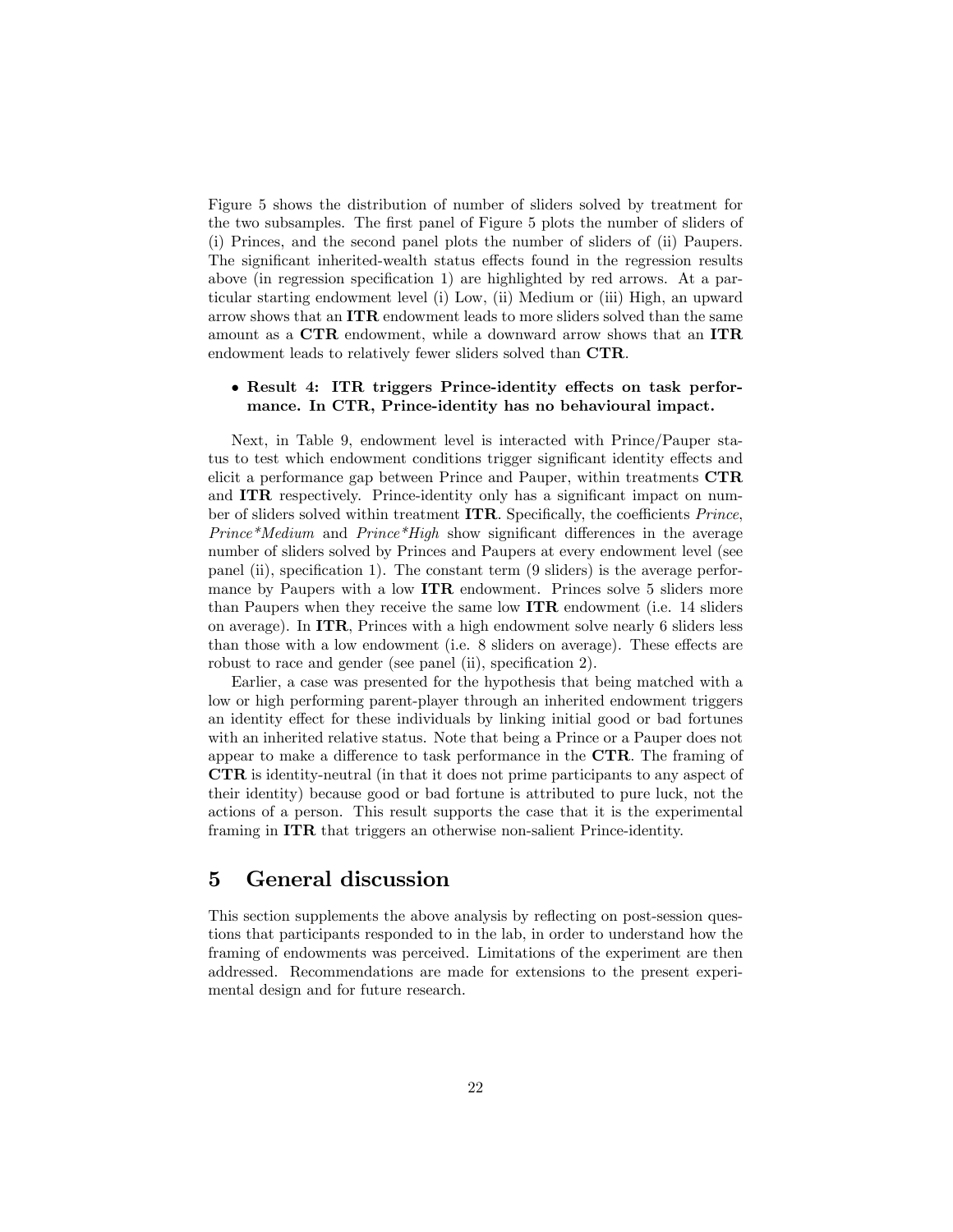Figure 5 shows the distribution of number of sliders solved by treatment for the two subsamples. The first panel of Figure 5 plots the number of sliders of (i) Princes, and the second panel plots the number of sliders of (ii) Paupers. The significant inherited-wealth status effects found in the regression results above (in regression specification 1) are highlighted by red arrows. At a particular starting endowment level (i) Low, (ii) Medium or (iii) High, an upward arrow shows that an **ITR** endowment leads to more sliders solved than the same amount as a **CTR** endowment, while a downward arrow shows that an **ITR** endowment leads to relatively fewer sliders solved than **CTR**.

- **Result 4: ITR triggers Prince-identity effects on task performance. In CTR, Prince-identity has no behavioural impact.**

Next, in Table 9, endowment level is interacted with Prince/Pauper status to test which endowment conditions trigger significant identity effects and elicit a performance gap between Prince and Pauper, within treatments **CTR** and **ITR** respectively. Prince-identity only has a significant impact on number of sliders solved within treatment **ITR**. Specifically, the coefficients *Prince*, *Prince*Medium* and *Prince*High* show significant differences in the average number of sliders solved by Princes and Paupers at every endowment level (see panel (ii), specification 1). The constant term (9 sliders) is the average performance by Paupers with a low **ITR** endowment. Princes solve 5 sliders more than Paupers when they receive the same low **ITR** endowment (i.e. 14 sliders on average). In **ITR**, Princes with a high endowment solve nearly 6 sliders less than those with a low endowment (i.e. 8 sliders on average). These effects are robust to race and gender (see panel (ii), specification 2).

Earlier, a case was presented for the hypothesis that being matched with a low or high performing parent-player through an inherited endowment triggers an identity effect for these individuals by linking initial good or bad fortunes with an inherited relative status. Note that being a Prince or a Pauper does not appear to make a difference to task performance in the **CTR**. The framing of **CTR** is identity-neutral (in that it does not prime participants to any aspect of their identity) because good or bad fortune is attributed to pure luck, not the actions of a person. This result supports the case that it is the experimental framing in **ITR** that triggers an otherwise non-salient Prince-identity.

# 5 General discussion

This section supplements the above analysis by reflecting on post-session questions that participants responded to in the lab, in order to understand how the framing of endowments was perceived. Limitations of the experiment are then addressed. Recommendations are made for extensions to the present experimental design and for future research.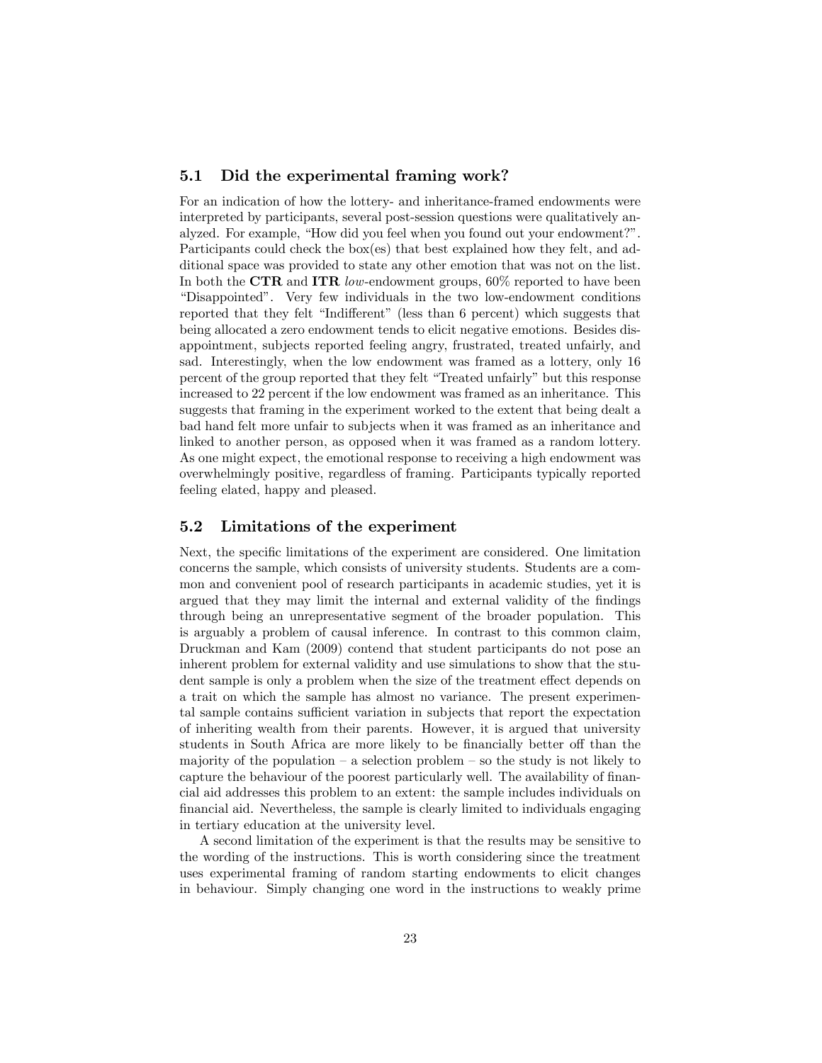### 5.1 Did the experimental framing work?

For an indication of how the lottery- and inheritance-framed endowments were interpreted by participants, several post-session questions were qualitatively analyzed. For example, "How did you feel when you found out your endowment?". Participants could check the box(es) that best explained how they felt, and additional space was provided to state any other emotion that was not on the list. In both the **CTR** and **ITR** *low*-endowment groups, 60% reported to have been "Disappointed". Very few individuals in the two low-endowment conditions reported that they felt "Indifferent" (less than 6 percent) which suggests that being allocated a zero endowment tends to elicit negative emotions. Besides disappointment, subjects reported feeling angry, frustrated, treated unfairly, and sad. Interestingly, when the low endowment was framed as a lottery, only 16 percent of the group reported that they felt "Treated unfairly" but this response increased to 22 percent if the low endowment was framed as an inheritance. This suggests that framing in the experiment worked to the extent that being dealt a bad hand felt more unfair to subjects when it was framed as an inheritance and linked to another person, as opposed when it was framed as a random lottery. As one might expect, the emotional response to receiving a high endowment was overwhelmingly positive, regardless of framing. Participants typically reported feeling elated, happy and pleased.

### 5.2 Limitations of the experiment

Next, the specific limitations of the experiment are considered. One limitation concerns the sample, which consists of university students. Students are a common and convenient pool of research participants in academic studies, yet it is argued that they may limit the internal and external validity of the findings through being an unrepresentative segment of the broader population. This is arguably a problem of causal inference. In contrast to this common claim, Druckman and Kam (2009) contend that student participants do not pose an inherent problem for external validity and use simulations to show that the student sample is only a problem when the size of the treatment effect depends on a trait on which the sample has almost no variance. The present experimental sample contains sufficient variation in subjects that report the expectation of inheriting wealth from their parents. However, it is argued that university students in South Africa are more likely to be financially better off than the majority of the population – a selection problem – so the study is not likely to capture the behaviour of the poorest particularly well. The availability of financial aid addresses this problem to an extent: the sample includes individuals on financial aid. Nevertheless, the sample is clearly limited to individuals engaging in tertiary education at the university level.

A second limitation of the experiment is that the results may be sensitive to the wording of the instructions. This is worth considering since the treatment uses experimental framing of random starting endowments to elicit changes in behaviour. Simply changing one word in the instructions to weakly prime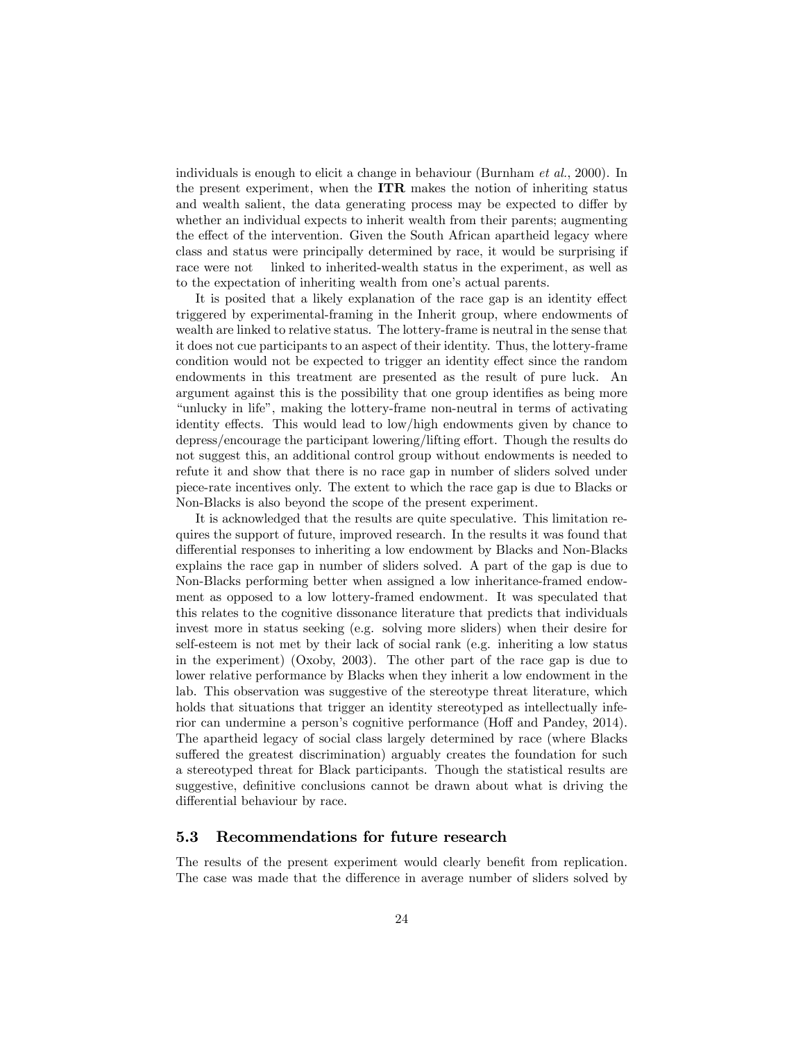individuals is enough to elicit a change in behaviour (Burnham *et al.*, 2000). In the present experiment, when the **ITR** makes the notion of inheriting status and wealth salient, the data generating process may be expected to differ by whether an individual expects to inherit wealth from their parents; augmenting the effect of the intervention. Given the South African apartheid legacy where class and status were principally determined by race, it would be surprising if race were not linked to inherited-wealth status in the experiment, as well as to the expectation of inheriting wealth from one's actual parents.

It is posited that a likely explanation of the race gap is an identity effect triggered by experimental-framing in the Inherit group, where endowments of wealth are linked to relative status. The lottery-frame is neutral in the sense that it does not cue participants to an aspect of their identity. Thus, the lottery-frame condition would not be expected to trigger an identity effect since the random endowments in this treatment are presented as the result of pure luck. An argument against this is the possibility that one group identifies as being more "unlucky in life", making the lottery-frame non-neutral in terms of activating identity effects. This would lead to low/high endowments given by chance to depress/encourage the participant lowering/lifting effort. Though the results do not suggest this, an additional control group without endowments is needed to refute it and show that there is no race gap in number of sliders solved under piece-rate incentives only. The extent to which the race gap is due to Blacks or Non-Blacks is also beyond the scope of the present experiment.

It is acknowledged that the results are quite speculative. This limitation requires the support of future, improved research. In the results it was found that differential responses to inheriting a low endowment by Blacks and Non-Blacks explains the race gap in number of sliders solved. A part of the gap is due to Non-Blacks performing better when assigned a low inheritance-framed endowment as opposed to a low lottery-framed endowment. It was speculated that this relates to the cognitive dissonance literature that predicts that individuals invest more in status seeking (e.g. solving more sliders) when their desire for self-esteem is not met by their lack of social rank (e.g. inheriting a low status in the experiment) (Oxoby, 2003). The other part of the race gap is due to lower relative performance by Blacks when they inherit a low endowment in the lab. This observation was suggestive of the stereotype threat literature, which holds that situations that trigger an identity stereotyped as intellectually inferior can undermine a person's cognitive performance (Hoff and Pandey, 2014). The apartheid legacy of social class largely determined by race (where Blacks suffered the greatest discrimination) arguably creates the foundation for such a stereotyped threat for Black participants. Though the statistical results are suggestive, definitive conclusions cannot be drawn about what is driving the differential behaviour by race.

## 5.3 Recommendations for future research

The results of the present experiment would clearly benefit from replication. The case was made that the difference in average number of sliders solved by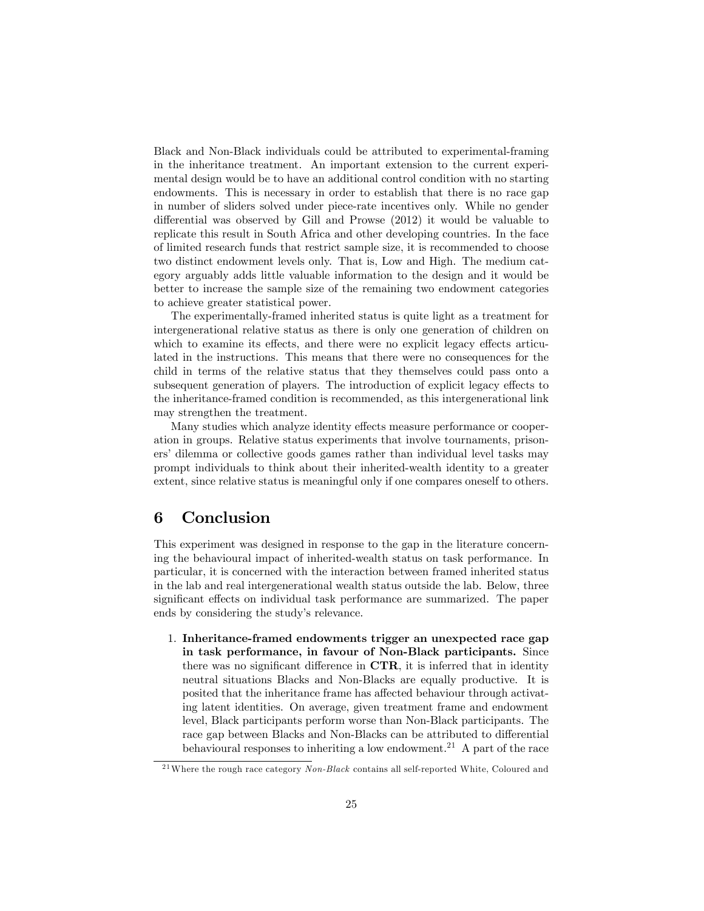Black and Non-Black individuals could be attributed to experimental-framing in the inheritance treatment. An important extension to the current experimental design would be to have an additional control condition with no starting endowments. This is necessary in order to establish that there is no race gap in number of sliders solved under piece-rate incentives only. While no gender differential was observed by Gill and Prowse (2012) it would be valuable to replicate this result in South Africa and other developing countries. In the face of limited research funds that restrict sample size, it is recommended to choose two distinct endowment levels only. That is, Low and High. The medium category arguably adds little valuable information to the design and it would be better to increase the sample size of the remaining two endowment categories to achieve greater statistical power.

The experimentally-framed inherited status is quite light as a treatment for intergenerational relative status as there is only one generation of children on which to examine its effects, and there were no explicit legacy effects articulated in the instructions. This means that there were no consequences for the child in terms of the relative status that they themselves could pass onto a subsequent generation of players. The introduction of explicit legacy effects to the inheritance-framed condition is recommended, as this intergenerational link may strengthen the treatment.

Many studies which analyze identity effects measure performance or cooperation in groups. Relative status experiments that involve tournaments, prisoners' dilemma or collective goods games rather than individual level tasks may prompt individuals to think about their inherited-wealth identity to a greater extent, since relative status is meaningful only if one compares oneself to others.

# 6 Conclusion

This experiment was designed in response to the gap in the literature concerning the behavioural impact of inherited-wealth status on task performance. In particular, it is concerned with the interaction between framed inherited status in the lab and real intergenerational wealth status outside the lab. Below, three significant effects on individual task performance are summarized. The paper ends by considering the study's relevance.

1. **Inheritance-framed endowments trigger an unexpected race gap in task performance, in favour of Non-Black participants.** Since there was no significant difference in **CTR**, it is inferred that in identity neutral situations Blacks and Non-Blacks are equally productive. It is posited that the inheritance frame has affected behaviour through activating latent identities. On average, given treatment frame and endowment level, Black participants perform worse than Non-Black participants. The race gap between Blacks and Non-Blacks can be attributed to differential behavioural responses to inheriting a low endowment.[21] A part of the race

[21] Where the rough race category *Non-Black* contains all self-reported White, Coloured and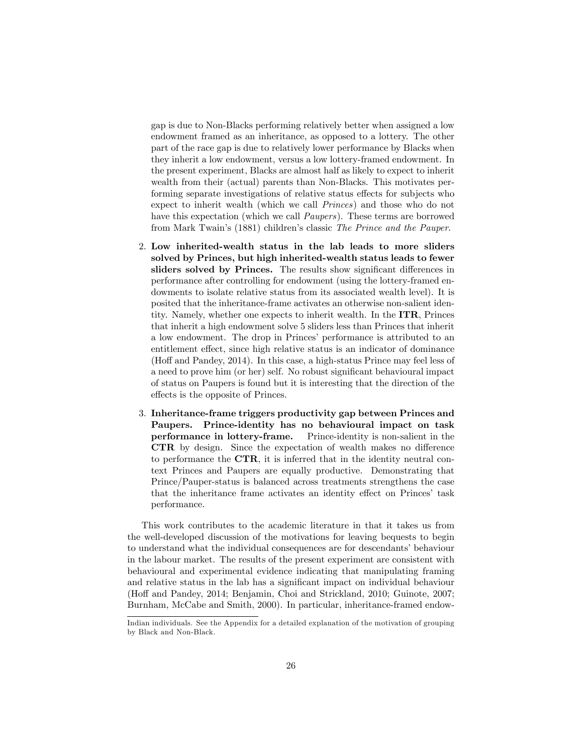gap is due to Non-Blacks performing relatively better when assigned a low endowment framed as an inheritance, as opposed to a lottery. The other part of the race gap is due to relatively lower performance by Blacks when they inherit a low endowment, versus a low lottery-framed endowment. In the present experiment, Blacks are almost half as likely to expect to inherit wealth from their (actual) parents than Non-Blacks. This motivates performing separate investigations of relative status effects for subjects who expect to inherit wealth (which we call *Princes*) and those who do not have this expectation (which we call *Paupers*). These terms are borrowed from Mark Twain's (1881) children's classic *The Prince and the Pauper*.

2. **Low inherited-wealth status in the lab leads to more sliders solved by Princes, but high inherited-wealth status leads to fewer sliders solved by Princes.** The results show significant differences in performance after controlling for endowment (using the lottery-framed endowments to isolate relative status from its associated wealth level). It is posited that the inheritance-frame activates an otherwise non-salient identity. Namely, whether one expects to inherit wealth. In the **ITR**, Princes that inherit a high endowment solve 5 sliders less than Princes that inherit a low endowment. The drop in Princes' performance is attributed to an entitlement effect, since high relative status is an indicator of dominance (Hoff and Pandey, 2014). In this case, a high-status Prince may feel less of a need to prove him (or her) self. No robust significant behavioural impact of status on Paupers is found but it is interesting that the direction of the effects is the opposite of Princes.

3. **Inheritance-frame triggers productivity gap between Princes and Paupers. Prince-identity has no behavioural impact on task performance in lottery-frame.** Prince-identity is non-salient in the **CTR** by design. Since the expectation of wealth makes no difference to performance the **CTR**, it is inferred that in the identity neutral context Princes and Paupers are equally productive. Demonstrating that Prince/Pauper-status is balanced across treatments strengthens the case that the inheritance frame activates an identity effect on Princes' task performance.

This work contributes to the academic literature in that it takes us from the well-developed discussion of the motivations for leaving bequests to begin to understand what the individual consequences are for descendants' behaviour in the labour market. The results of the present experiment are consistent with behavioural and experimental evidence indicating that manipulating framing and relative status in the lab has a significant impact on individual behaviour (Hoff and Pandey, 2014; Benjamin, Choi and Strickland, 2010; Guinote, 2007; Burnham, McCabe and Smith, 2000). In particular, inheritance-framed endow-

Indian individuals. See the Appendix for a detailed explanation of the motivation of grouping by Black and Non-Black.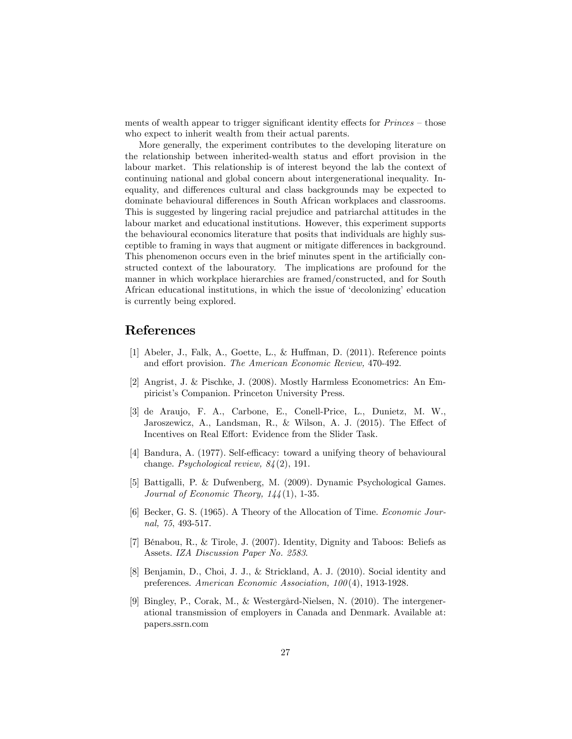ments of wealth appear to trigger significant identity effects for *Princes* – those who expect to inherit wealth from their actual parents.

More generally, the experiment contributes to the developing literature on the relationship between inherited-wealth status and effort provision in the labour market. This relationship is of interest beyond the lab the context of continuing national and global concern about intergenerational inequality. Inequality, and differences cultural and class backgrounds may be expected to dominate behavioural differences in South African workplaces and classrooms. This is suggested by lingering racial prejudice and patriarchal attitudes in the labour market and educational institutions. However, this experiment supports the behavioural economics literature that posits that individuals are highly susceptible to framing in ways that augment or mitigate differences in background. This phenomenon occurs even in the brief minutes spent in the artificially constructed context of the labouratory. The implications are profound for the manner in which workplace hierarchies are framed/constructed, and for South African educational institutions, in which the issue of 'decolonizing' education is currently being explored.

# References

[1] Abeler, J., Falk, A., Goette, L., & Huffman, D. (2011). Reference points and effort provision. *The American Economic Review,* 470-492.

[2] Angrist, J. & Pischke, J. (2008). Mostly Harmless Econometrics: An Empiricist's Companion. Princeton University Press.

[3] de Araujo, F. A., Carbone, E., Conell-Price, L., Dunietz, M. W., Jaroszewicz, A., Landsman, R., & Wilson, A. J. (2015). The Effect of Incentives on Real Effort: Evidence from the Slider Task.

[4] Bandura, A. (1977). Self-efficacy: toward a unifying theory of behavioural change. *Psychological review, 84*(2), 191.

[5] Battigalli, P. & Dufwenberg, M. (2009). Dynamic Psychological Games. *Journal of Economic Theory, 144*(1), 1-35.

[6] Becker, G. S. (1965). A Theory of the Allocation of Time. *Economic Journal, 75*, 493-517.

[7] Bénabou, R., & Tirole, J. (2007). Identity, Dignity and Taboos: Beliefs as Assets. *IZA Discussion Paper No. 2583*.

[8] Benjamin, D., Choi, J. J., & Strickland, A. J. (2010). Social identity and preferences. *American Economic Association, 100*(4), 1913-1928.

[9] Bingley, P., Corak, M., & Westergård-Nielsen, N. (2010). The intergenerational transmission of employers in Canada and Denmark. Available at: papers.ssrn.com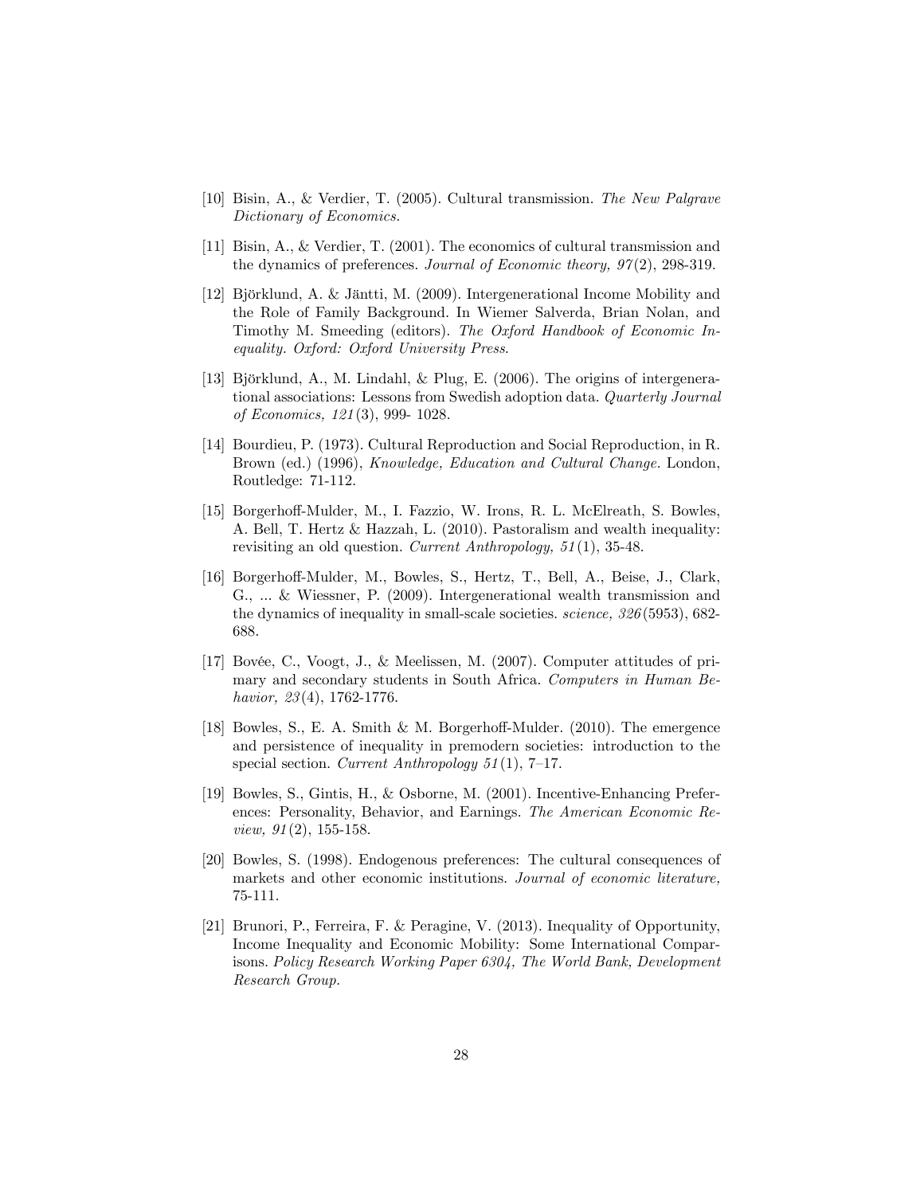[10] Bisin, A., & Verdier, T. (2005). Cultural transmission. *The New Palgrave Dictionary of Economics.*

[11] Bisin, A., & Verdier, T. (2001). The economics of cultural transmission and the dynamics of preferences. *Journal of Economic theory, 97*(2), 298-319.

[12] Björklund, A. & Jäntti, M. (2009). Intergenerational Income Mobility and the Role of Family Background. In Wiemer Salverda, Brian Nolan, and Timothy M. Smeeding (editors). *The Oxford Handbook of Economic Inequality. Oxford: Oxford University Press.*

[13] Björklund, A., M. Lindahl, & Plug, E. (2006). The origins of intergenerational associations: Lessons from Swedish adoption data. *Quarterly Journal of Economics, 121*(3), 999- 1028.

[14] Bourdieu, P. (1973). Cultural Reproduction and Social Reproduction, in R. Brown (ed.) (1996), *Knowledge, Education and Cultural Change.* London, Routledge: 71-112.

[15] Borgerhoff-Mulder, M., I. Fazzio, W. Irons, R. L. McElreath, S. Bowles, A. Bell, T. Hertz & Hazzah, L. (2010). Pastoralism and wealth inequality: revisiting an old question. *Current Anthropology, 51*(1), 35-48.

[16] Borgerhoff-Mulder, M., Bowles, S., Hertz, T., Bell, A., Beise, J., Clark, G., ... & Wiessner, P. (2009). Intergenerational wealth transmission and the dynamics of inequality in small-scale societies. *science, 326*(5953), 682-688.

[17] Bovée, C., Voogt, J., & Meelissen, M. (2007). Computer attitudes of primary and secondary students in South Africa. *Computers in Human Behavior, 23*(4), 1762-1776.

[18] Bowles, S., E. A. Smith & M. Borgerhoff-Mulder. (2010). The emergence and persistence of inequality in premodern societies: introduction to the special section. *Current Anthropology 51*(1), 7–17.

[19] Bowles, S., Gintis, H., & Osborne, M. (2001). Incentive-Enhancing Preferences: Personality, Behavior, and Earnings. *The American Economic Review, 91*(2), 155-158.

[20] Bowles, S. (1998). Endogenous preferences: The cultural consequences of markets and other economic institutions. *Journal of economic literature,* 75-111.

[21] Brunori, P., Ferreira, F. & Peragine, V. (2013). Inequality of Opportunity, Income Inequality and Economic Mobility: Some International Comparisons. *Policy Research Working Paper 6304, The World Bank, Development Research Group.*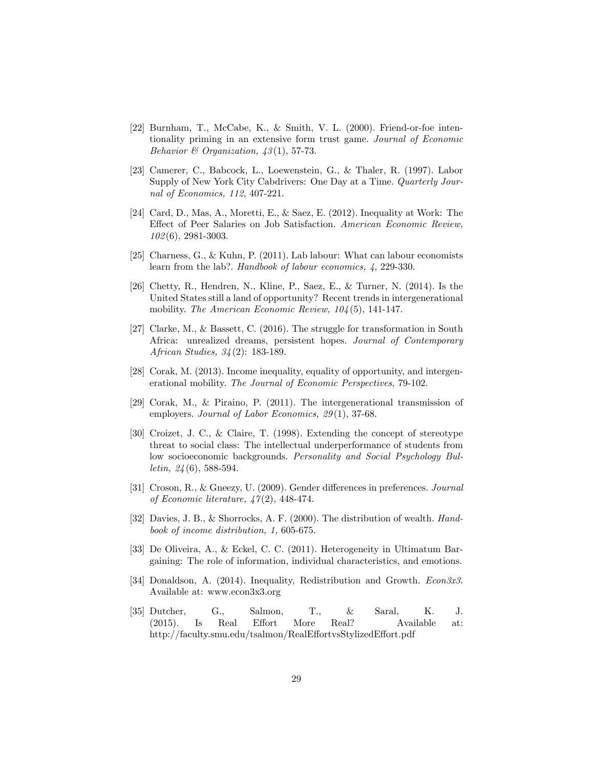[22] Burnham, T., McCabe, K., & Smith, V. L. (2000). Friend-or-foe intentionality priming in an extensive form trust game. *Journal of Economic Behavior & Organization, 43*(1), 57-73.

[23] Camerer, C., Babcock, L., Loewenstein, G., & Thaler, R. (1997). Labor Supply of New York City Cabdrivers: One Day at a Time. *Quarterly Journal of Economics, 112*, 407-221.

[24] Card, D., Mas, A., Moretti, E., & Saez, E. (2012). Inequality at Work: The Effect of Peer Salaries on Job Satisfaction. *American Economic Review, 102*(6), 2981-3003.

[25] Charness, G., & Kuhn, P. (2011). Lab labour: What can labour economists learn from the lab?. *Handbook of labour economics, 4*, 229-330.

[26] Chetty, R., Hendren, N., Kline, P., Saez, E., & Turner, N. (2014). Is the United States still a land of opportunity? Recent trends in intergenerational mobility. *The American Economic Review, 104*(5), 141-147.

[27] Clarke, M., & Bassett, C. (2016). The struggle for transformation in South Africa: unrealized dreams, persistent hopes. *Journal of Contemporary African Studies, 34*(2): 183-189.

[28] Corak, M. (2013). Income inequality, equality of opportunity, and intergenerational mobility. *The Journal of Economic Perspectives,* 79-102.

[29] Corak, M., & Piraino, P. (2011). The intergenerational transmission of employers. *Journal of Labor Economics, 29*(1), 37-68.

[30] Croizet, J. C., & Claire, T. (1998). Extending the concept of stereotype threat to social class: The intellectual underperformance of students from low socioeconomic backgrounds. *Personality and Social Psychology Bulletin, 24*(6), 588-594.

[31] Croson, R., & Gneezy, U. (2009). Gender differences in preferences. *Journal of Economic literature, 47*(2), 448-474.

[32] Davies, J. B., & Shorrocks, A. F. (2000). The distribution of wealth. *Handbook of income distribution, 1,* 605-675.

[33] De Oliveira, A., & Eckel, C. C. (2011). Heterogeneity in Ultimatum Bargaining: The role of information, individual characteristics, and emotions.

[34] Donaldson, A. (2014). Inequality, Redistribution and Growth. *Econ3x3*. Available at: www.econ3x3.org

[35] Dutcher, G., Salmon, T., & Saral, K. J. (2015). Is Real Effort More Real? Available at: http://faculty.smu.edu/tsalmon/RealEffortvsStylizedEffort.pdf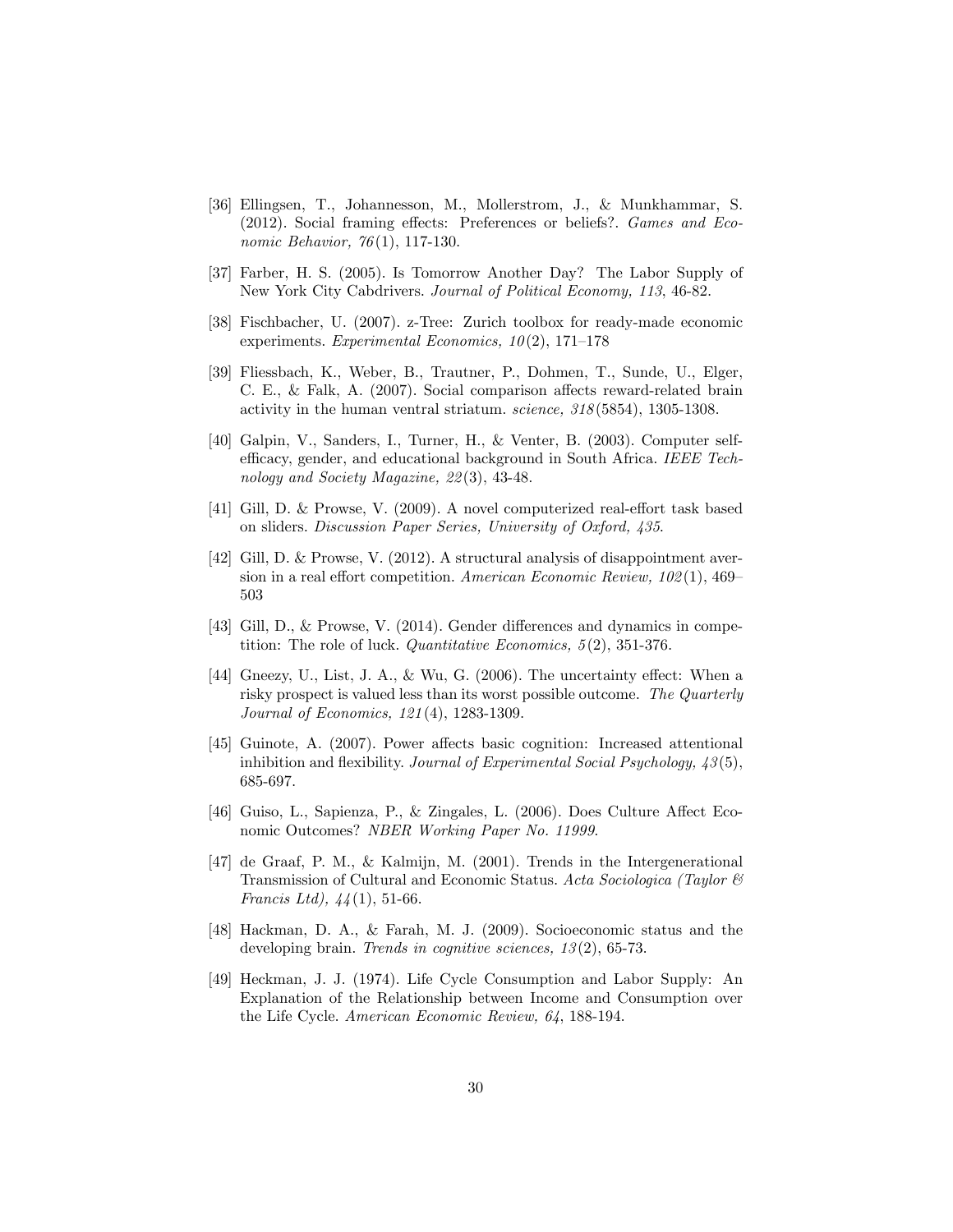[36] Ellingsen, T., Johannesson, M., Mollerstrom, J., & Munkhammar, S. (2012). Social framing effects: Preferences or beliefs?. *Games and Economic Behavior, 76*(1), 117-130.

[37] Farber, H. S. (2005). Is Tomorrow Another Day? The Labor Supply of New York City Cabdrivers. *Journal of Political Economy, 113*, 46-82.

[38] Fischbacher, U. (2007). z-Tree: Zurich toolbox for ready-made economic experiments. *Experimental Economics, 10*(2), 171–178

[39] Fliessbach, K., Weber, B., Trautner, P., Dohmen, T., Sunde, U., Elger, C. E., & Falk, A. (2007). Social comparison affects reward-related brain activity in the human ventral striatum. *science, 318*(5854), 1305-1308.

[40] Galpin, V., Sanders, I., Turner, H., & Venter, B. (2003). Computer self-efficacy, gender, and educational background in South Africa. *IEEE Technology and Society Magazine, 22*(3), 43-48.

[41] Gill, D. & Prowse, V. (2009). A novel computerized real-effort task based on sliders. *Discussion Paper Series, University of Oxford, 435*.

[42] Gill, D. & Prowse, V. (2012). A structural analysis of disappointment aversion in a real effort competition. *American Economic Review, 102*(1), 469–503

[43] Gill, D., & Prowse, V. (2014). Gender differences and dynamics in competition: The role of luck. *Quantitative Economics, 5*(2), 351-376.

[44] Gneezy, U., List, J. A., & Wu, G. (2006). The uncertainty effect: When a risky prospect is valued less than its worst possible outcome. *The Quarterly Journal of Economics, 121*(4), 1283-1309.

[45] Guinote, A. (2007). Power affects basic cognition: Increased attentional inhibition and flexibility. *Journal of Experimental Social Psychology, 43*(5), 685-697.

[46] Guiso, L., Sapienza, P., & Zingales, L. (2006). Does Culture Affect Economic Outcomes? *NBER Working Paper No. 11999*.

[47] de Graaf, P. M., & Kalmijn, M. (2001). Trends in the Intergenerational Transmission of Cultural and Economic Status. *Acta Sociologica (Taylor & Francis Ltd), 44*(1), 51-66.

[48] Hackman, D. A., & Farah, M. J. (2009). Socioeconomic status and the developing brain. *Trends in cognitive sciences, 13*(2), 65-73.

[49] Heckman, J. J. (1974). Life Cycle Consumption and Labor Supply: An Explanation of the Relationship between Income and Consumption over the Life Cycle. *American Economic Review, 64*, 188-194.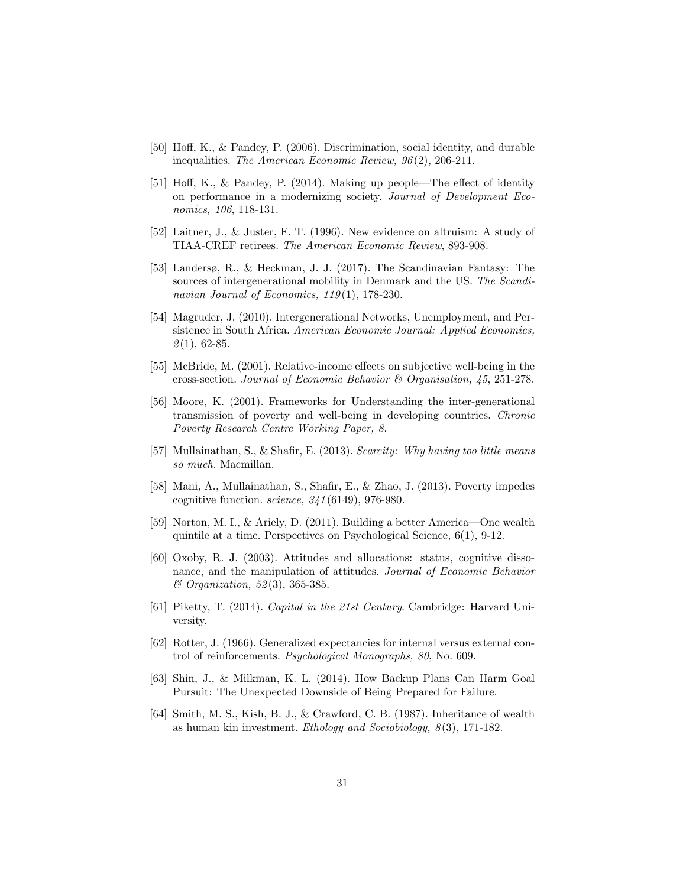[50] Hoff, K., & Pandey, P. (2006). Discrimination, social identity, and durable inequalities. *The American Economic Review, 96*(2), 206-211.

[51] Hoff, K., & Pandey, P. (2014). Making up people—The effect of identity on performance in a modernizing society. *Journal of Development Economics, 106*, 118-131.

[52] Laitner, J., & Juster, F. T. (1996). New evidence on altruism: A study of TIAA-CREF retirees. *The American Economic Review*, 893-908.

[53] Landersø, R., & Heckman, J. J. (2017). The Scandinavian Fantasy: The sources of intergenerational mobility in Denmark and the US. *The Scandinavian Journal of Economics, 119*(1), 178-230.

[54] Magruder, J. (2010). Intergenerational Networks, Unemployment, and Persistence in South Africa. *American Economic Journal: Applied Economics, 2*(1), 62-85.

[55] McBride, M. (2001). Relative-income effects on subjective well-being in the cross-section. *Journal of Economic Behavior & Organisation, 45*, 251-278.

[56] Moore, K. (2001). Frameworks for Understanding the inter-generational transmission of poverty and well-being in developing countries. *Chronic Poverty Research Centre Working Paper, 8*.

[57] Mullainathan, S., & Shafir, E. (2013). *Scarcity: Why having too little means so much.* Macmillan.

[58] Mani, A., Mullainathan, S., Shafir, E., & Zhao, J. (2013). Poverty impedes cognitive function. *science, 341*(6149), 976-980.

[59] Norton, M. I., & Ariely, D. (2011). Building a better America—One wealth quintile at a time. Perspectives on Psychological Science, 6(1), 9-12.

[60] Oxoby, R. J. (2003). Attitudes and allocations: status, cognitive dissonance, and the manipulation of attitudes. *Journal of Economic Behavior & Organization, 52*(3), 365-385.

[61] Piketty, T. (2014). *Capital in the 21st Century*. Cambridge: Harvard University.

[62] Rotter, J. (1966). Generalized expectancies for internal versus external control of reinforcements. *Psychological Monographs, 80*, No. 609.

[63] Shin, J., & Milkman, K. L. (2014). How Backup Plans Can Harm Goal Pursuit: The Unexpected Downside of Being Prepared for Failure.

[64] Smith, M. S., Kish, B. J., & Crawford, C. B. (1987). Inheritance of wealth as human kin investment. *Ethology and Sociobiology, 8*(3), 171-182.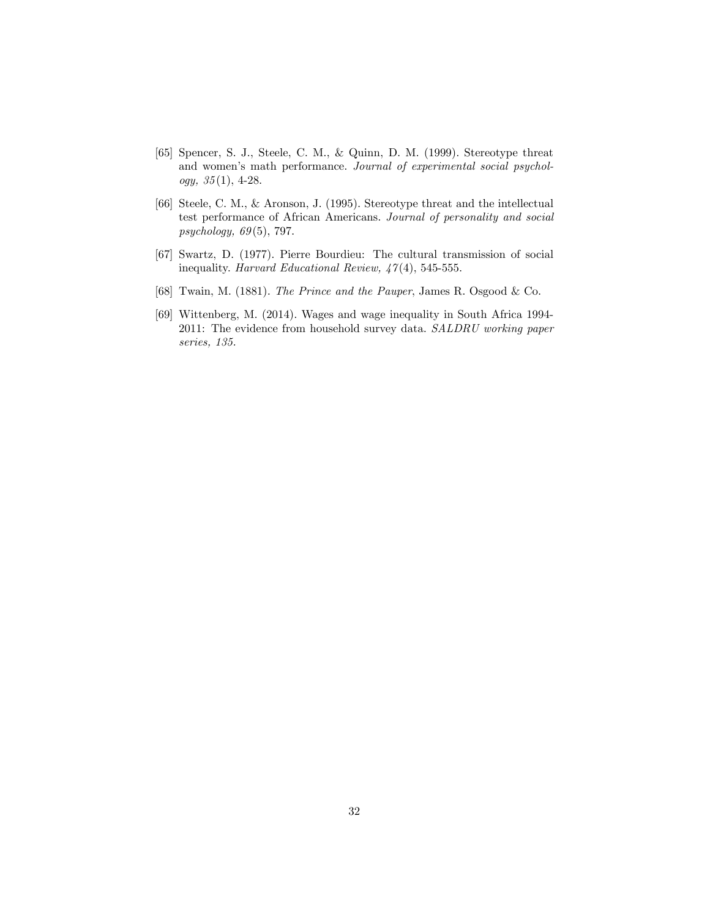[65] Spencer, S. J., Steele, C. M., & Quinn, D. M. (1999). Stereotype threat and women's math performance. *Journal of experimental social psychology, 35*(1), 4-28.

[66] Steele, C. M., & Aronson, J. (1995). Stereotype threat and the intellectual test performance of African Americans. *Journal of personality and social psychology, 69*(5), 797.

[67] Swartz, D. (1977). Pierre Bourdieu: The cultural transmission of social inequality. *Harvard Educational Review, 47*(4), 545-555.

[68] Twain, M. (1881). *The Prince and the Pauper*, James R. Osgood & Co.

[69] Wittenberg, M. (2014). Wages and wage inequality in South Africa 1994-2011: The evidence from household survey data. *SALDRU working paper series, 135.*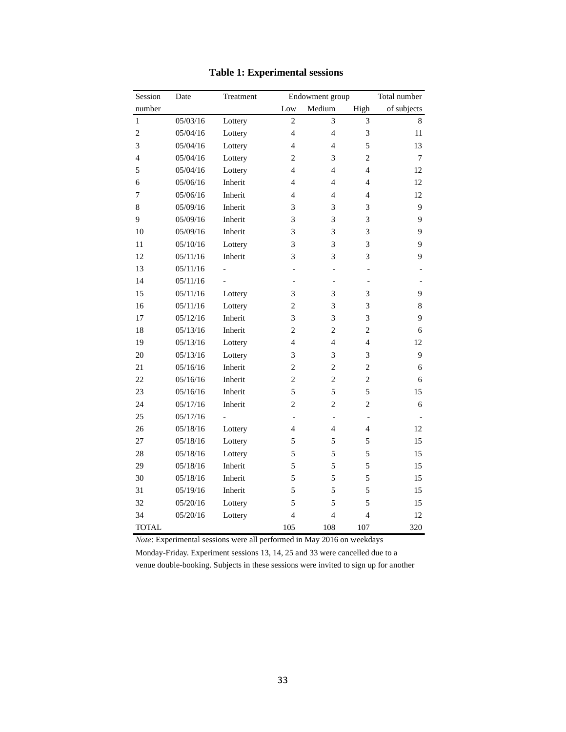**Table 1: Experimental sessions**

| Session number | Date | Treatment | Endowment group | | | Total number of subjects |
|---|---|---|---|---|---|---|
| | | | Low | Medium | High | |
| 1 | 05/03/16 | Lottery | 2 | 3 | 3 | 8 |
| 2 | 05/04/16 | Lottery | 4 | 4 | 3 | 11 |
| 3 | 05/04/16 | Lottery | 4 | 4 | 5 | 13 |
| 4 | 05/04/16 | Lottery | 2 | 3 | 2 | 7 |
| 5 | 05/04/16 | Lottery | 4 | 4 | 4 | 12 |
| 6 | 05/06/16 | Inherit | 4 | 4 | 4 | 12 |
| 7 | 05/06/16 | Inherit | 4 | 4 | 4 | 12 |
| 8 | 05/09/16 | Inherit | 3 | 3 | 3 | 9 |
| 9 | 05/09/16 | Inherit | 3 | 3 | 3 | 9 |
| 10 | 05/09/16 | Inherit | 3 | 3 | 3 | 9 |
| 11 | 05/10/16 | Lottery | 3 | 3 | 3 | 9 |
| 12 | 05/11/16 | Inherit | 3 | 3 | 3 | 9 |
| 13 | 05/11/16 | - | - | - | - | - |
| 14 | 05/11/16 | - | - | - | - | - |
| 15 | 05/11/16 | Lottery | 3 | 3 | 3 | 9 |
| 16 | 05/11/16 | Lottery | 2 | 3 | 3 | 8 |
| 17 | 05/12/16 | Inherit | 3 | 3 | 3 | 9 |
| 18 | 05/13/16 | Inherit | 2 | 2 | 2 | 6 |
| 19 | 05/13/16 | Lottery | 4 | 4 | 4 | 12 |
| 20 | 05/13/16 | Lottery | 3 | 3 | 3 | 9 |
| 21 | 05/16/16 | Inherit | 2 | 2 | 2 | 6 |
| 22 | 05/16/16 | Inherit | 2 | 2 | 2 | 6 |
| 23 | 05/16/16 | Inherit | 5 | 5 | 5 | 15 |
| 24 | 05/17/16 | Inherit | 2 | 2 | 2 | 6 |
| 25 | 05/17/16 | - | - | - | - | - |
| 26 | 05/18/16 | Lottery | 4 | 4 | 4 | 12 |
| 27 | 05/18/16 | Lottery | 5 | 5 | 5 | 15 |
| 28 | 05/18/16 | Lottery | 5 | 5 | 5 | 15 |
| 29 | 05/18/16 | Inherit | 5 | 5 | 5 | 15 |
| 30 | 05/18/16 | Inherit | 5 | 5 | 5 | 15 |
| 31 | 05/19/16 | Inherit | 5 | 5 | 5 | 15 |
| 32 | 05/20/16 | Lottery | 5 | 5 | 5 | 15 |
| 34 | 05/20/16 | Lottery | 4 | 4 | 4 | 12 |
| TOTAL | | | 105 | 108 | 107 | 320 |

*Note*: Experimental sessions were all performed in May 2016 on weekdays Monday-Friday. Experiment sessions 13, 14, 25 and 33 were cancelled due to a venue double-booking. Subjects in these sessions were invited to sign up for another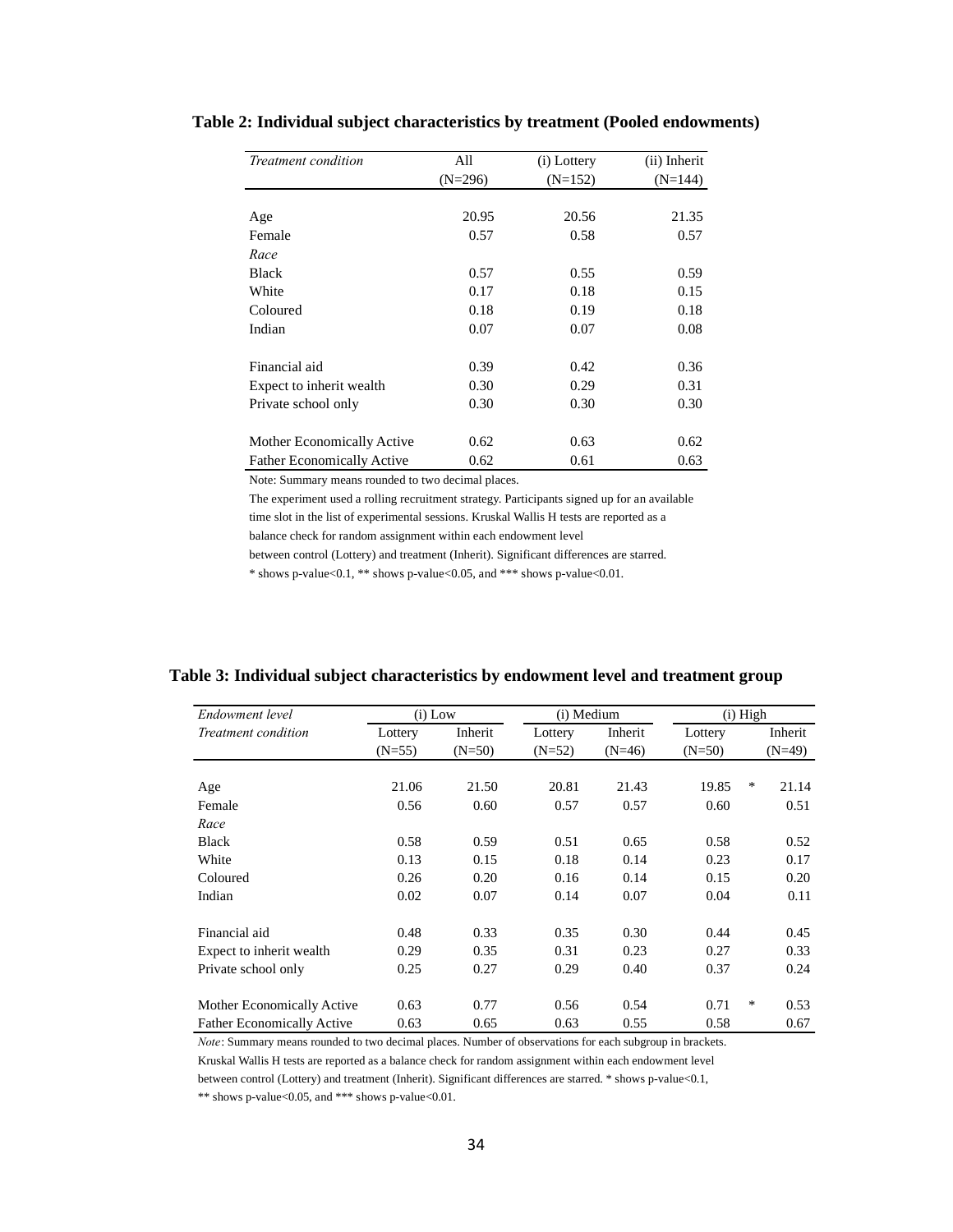**Table 2: Individual subject characteristics by treatment (Pooled endowments)**

| *Treatment condition* | All (N=296) | (i) Lottery (N=152) | (ii) Inherit (N=144) |
|---|---|---|---|
| Age | 20.95 | 20.56 | 21.35 |
| Female | 0.57 | 0.58 | 0.57 |
| *Race* | | | |
| Black | 0.57 | 0.55 | 0.59 |
| White | 0.17 | 0.18 | 0.15 |
| Coloured | 0.18 | 0.19 | 0.18 |
| Indian | 0.07 | 0.07 | 0.08 |
| Financial aid | 0.39 | 0.42 | 0.36 |
| Expect to inherit wealth | 0.30 | 0.29 | 0.31 |
| Private school only | 0.30 | 0.30 | 0.30 |
| Mother Economically Active | 0.62 | 0.63 | 0.62 |
| Father Economically Active | 0.62 | 0.61 | 0.63 |

Note: Summary means rounded to two decimal places.
The experiment used a rolling recruitment strategy. Participants signed up for an available time slot in the list of experimental sessions. Kruskal Wallis H tests are reported as a balance check for random assignment within each endowment level between control (Lottery) and treatment (Inherit). Significant differences are starred.
* shows p-value<0.1, ** shows p-value<0.05, and *** shows p-value<0.01.

**Table 3: Individual subject characteristics by endowment level and treatment group**

| *Endowment level* | (i) Low | | (i) Medium | | (i) High | | |
|---|---|---|---|---|---|---|---|
| *Treatment condition* | Lottery (N=55) | Inherit (N=50) | Lottery (N=52) | Inherit (N=46) | Lottery (N=50) | | Inherit (N=49) |
| Age | 21.06 | 21.50 | 20.81 | 21.43 | 19.85 | * | 21.14 |
| Female | 0.56 | 0.60 | 0.57 | 0.57 | 0.60 | | 0.51 |
| *Race* | | | | | | | |
| Black | 0.58 | 0.59 | 0.51 | 0.65 | 0.58 | | 0.52 |
| White | 0.13 | 0.15 | 0.18 | 0.14 | 0.23 | | 0.17 |
| Coloured | 0.26 | 0.20 | 0.16 | 0.14 | 0.15 | | 0.20 |
| Indian | 0.02 | 0.07 | 0.14 | 0.07 | 0.04 | | 0.11 |
| Financial aid | 0.48 | 0.33 | 0.35 | 0.30 | 0.44 | | 0.45 |
| Expect to inherit wealth | 0.29 | 0.35 | 0.31 | 0.23 | 0.27 | | 0.33 |
| Private school only | 0.25 | 0.27 | 0.29 | 0.40 | 0.37 | | 0.24 |
| Mother Economically Active | 0.63 | 0.77 | 0.56 | 0.54 | 0.71 | * | 0.53 |
| Father Economically Active | 0.63 | 0.65 | 0.63 | 0.55 | 0.58 | | 0.67 |

*Note*: Summary means rounded to two decimal places. Number of observations for each subgroup in brackets. Kruskal Wallis H tests are reported as a balance check for random assignment within each endowment level between control (Lottery) and treatment (Inherit). Significant differences are starred. * shows p-value<0.1, ** shows p-value<0.05, and *** shows p-value<0.01.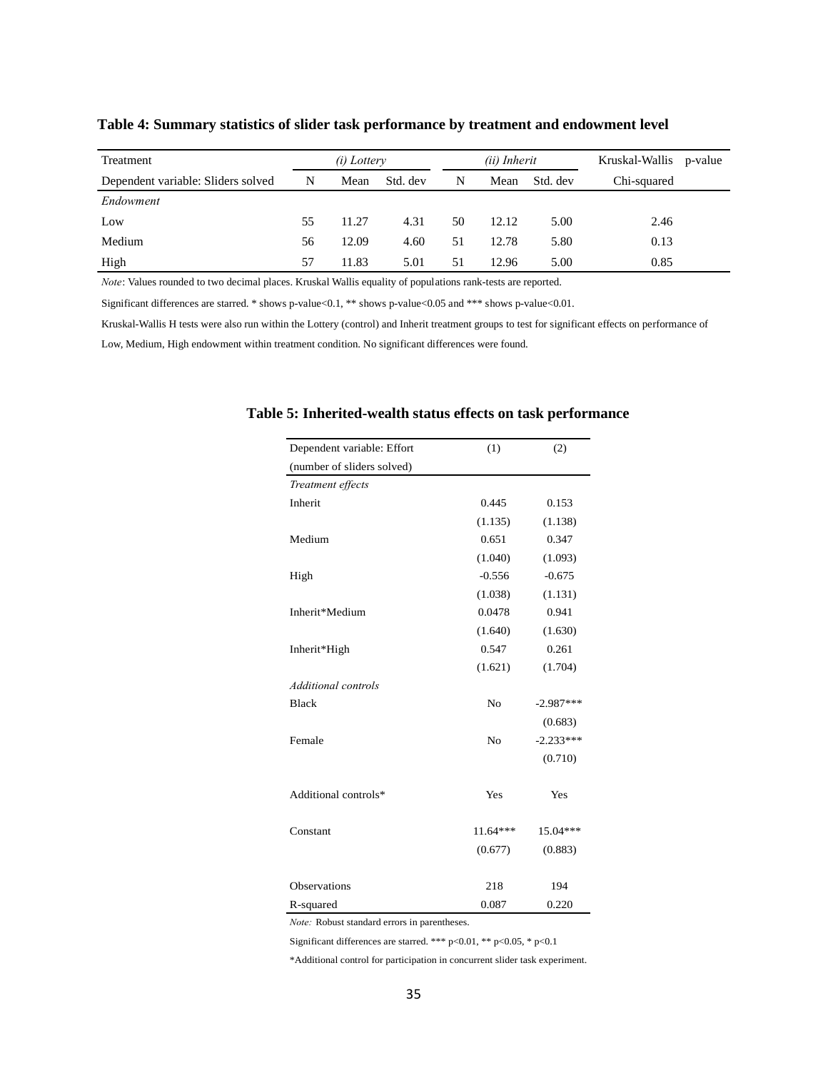**Table 4: Summary statistics of slider task performance by treatment and endowment level**

| Treatment | *(i) Lottery* | | | *(ii) Inherit* | | | Kruskal-Wallis | p-value |
|---|---|---|---|---|---|---|---|---|
| Dependent variable: Sliders solved | N | Mean | Std. dev | N | Mean | Std. dev | Chi-squared | |
| *Endowment* | | | | | | | | |
| Low | 55 | 11.27 | 4.31 | 50 | 12.12 | 5.00 | 2.46 | |
| Medium | 56 | 12.09 | 4.60 | 51 | 12.78 | 5.80 | 0.13 | |
| High | 57 | 11.83 | 5.01 | 51 | 12.96 | 5.00 | 0.85 | |

*Note*: Values rounded to two decimal places. Kruskal Wallis equality of populations rank-tests are reported.

Significant differences are starred. * shows p-value<0.1, ** shows p-value<0.05 and *** shows p-value<0.01.

Kruskal-Wallis H tests were also run within the Lottery (control) and Inherit treatment groups to test for significant effects on performance of Low, Medium, High endowment within treatment condition. No significant differences were found.

**Table 5: Inherited-wealth status effects on task performance**

| Dependent variable: Effort (number of sliders solved) | (1) | (2) |
|---|---|---|
| *Treatment effects* | | |
| Inherit | 0.445 | 0.153 |
| | (1.135) | (1.138) |
| Medium | 0.651 | 0.347 |
| | (1.040) | (1.093) |
| High | -0.556 | -0.675 |
| | (1.038) | (1.131) |
| Inherit*Medium | 0.0478 | 0.941 |
| | (1.640) | (1.630) |
| Inherit*High | 0.547 | 0.261 |
| | (1.621) | (1.704) |
| *Additional controls* | | |
| Black | No | -2.987*** |
| | | (0.683) |
| Female | No | -2.233*** |
| | | (0.710) |
| Additional controls* | Yes | Yes |
| Constant | 11.64*** | 15.04*** |
| | (0.677) | (0.883) |
| Observations | 218 | 194 |
| R-squared | 0.087 | 0.220 |

*Note:* Robust standard errors in parentheses.

Significant differences are starred. *** p<0.01, ** p<0.05, * p<0.1

*Additional control for participation in concurrent slider task experiment.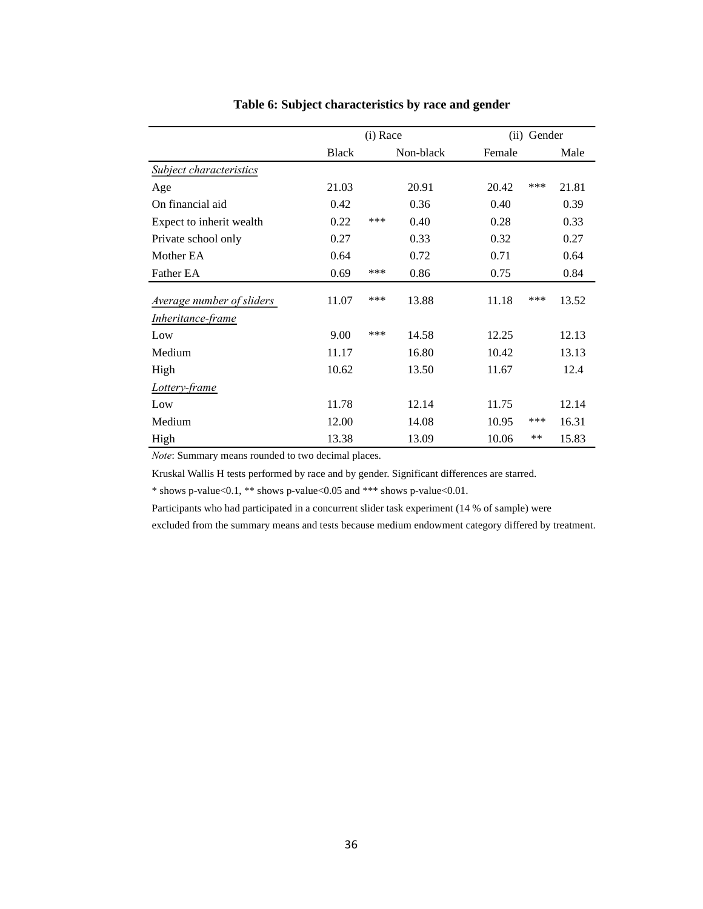**Table 6: Subject characteristics by race and gender**

| | (i) Race | | | (ii) Gender | | |
|---|---|---|---|---|---|---|
| | Black | | Non-black | Female | | Male |
| *Subject characteristics* | | | | | | |
| Age | 21.03 | | 20.91 | 20.42 | *** | 21.81 |
| On financial aid | 0.42 | | 0.36 | 0.40 | | 0.39 |
| Expect to inherit wealth | 0.22 | *** | 0.40 | 0.28 | | 0.33 |
| Private school only | 0.27 | | 0.33 | 0.32 | | 0.27 |
| Mother EA | 0.64 | | 0.72 | 0.71 | | 0.64 |
| Father EA | 0.69 | *** | 0.86 | 0.75 | | 0.84 |
| *Average number of sliders* | 11.07 | *** | 13.88 | 11.18 | *** | 13.52 |
| *Inheritance-frame* | | | | | | |
| Low | 9.00 | *** | 14.58 | 12.25 | | 12.13 |
| Medium | 11.17 | | 16.80 | 10.42 | | 13.13 |
| High | 10.62 | | 13.50 | 11.67 | | 12.4 |
| *Lottery-frame* | | | | | | |
| Low | 11.78 | | 12.14 | 11.75 | | 12.14 |
| Medium | 12.00 | | 14.08 | 10.95 | *** | 16.31 |
| High | 13.38 | | 13.09 | 10.06 | ** | 15.83 |

*Note*: Summary means rounded to two decimal places.

Kruskal Wallis H tests performed by race and by gender. Significant differences are starred.

* shows p-value<0.1, ** shows p-value<0.05 and *** shows p-value<0.01.

Participants who had participated in a concurrent slider task experiment (14 % of sample) were excluded from the summary means and tests because medium endowment category differed by treatment.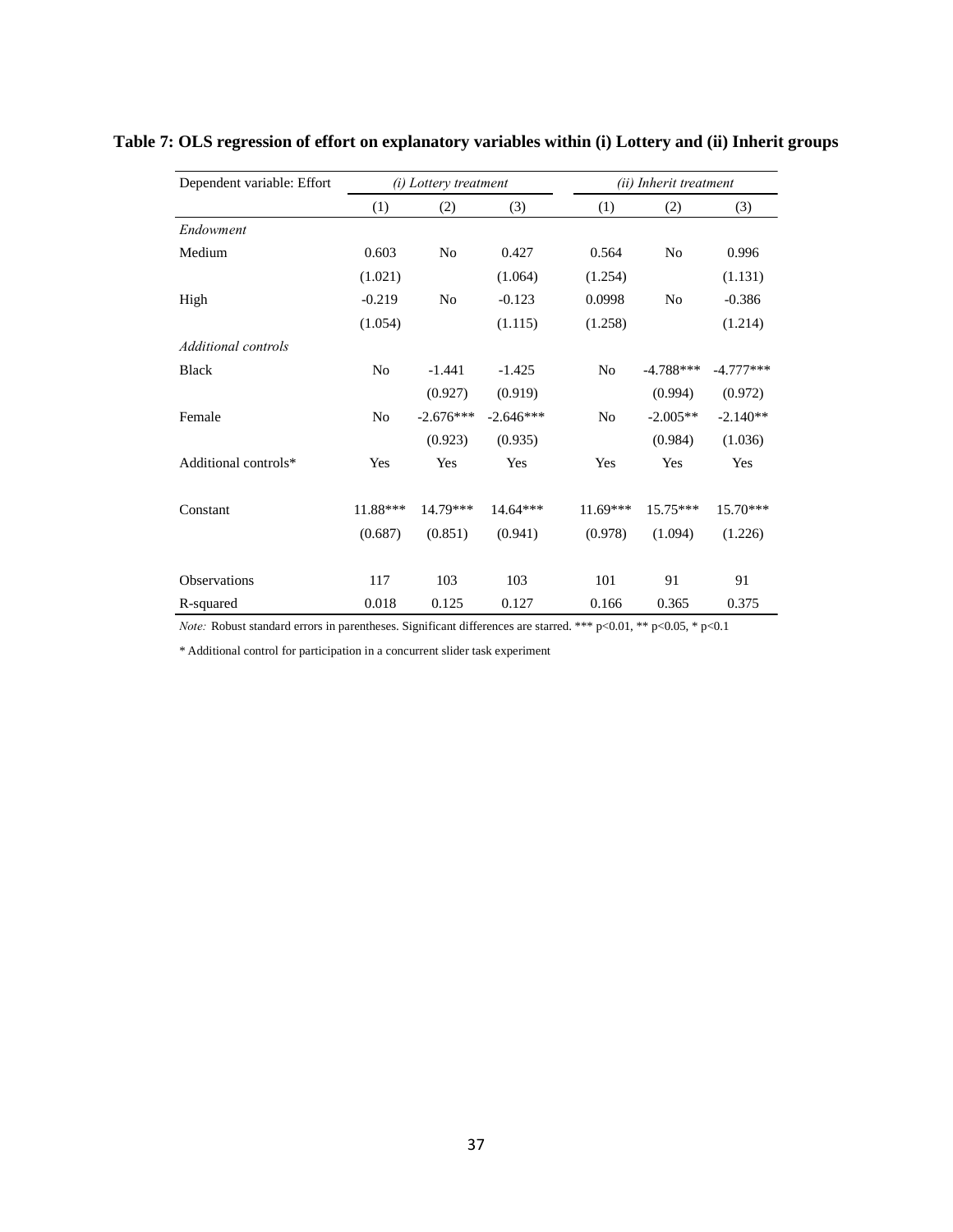**Table 7: OLS regression of effort on explanatory variables within (i) Lottery and (ii) Inherit groups**

| Dependent variable: Effort | *(i) Lottery treatment* | | | *(ii) Inherit treatment* | | |
|---|---|---|---|---|---|---|
| | (1) | (2) | (3) | (1) | (2) | (3) |
| *Endowment* | | | | | | |
| Medium | 0.603 | No | 0.427 | 0.564 | No | 0.996 |
| | (1.021) | | (1.064) | (1.254) | | (1.131) |
| High | -0.219 | No | -0.123 | 0.0998 | No | -0.386 |
| | (1.054) | | (1.115) | (1.258) | | (1.214) |
| *Additional controls* | | | | | | |
| Black | No | -1.441 | -1.425 | No | -4.788*** | -4.777*** |
| | | (0.927) | (0.919) | | (0.994) | (0.972) |
| Female | No | -2.676*** | -2.646*** | No | -2.005** | -2.140** |
| | | (0.923) | (0.935) | | (0.984) | (1.036) |
| Additional controls* | Yes | Yes | Yes | Yes | Yes | Yes |
| Constant | 11.88*** | 14.79*** | 14.64*** | 11.69*** | 15.75*** | 15.70*** |
| | (0.687) | (0.851) | (0.941) | (0.978) | (1.094) | (1.226) |
| Observations | 117 | 103 | 103 | 101 | 91 | 91 |
| R-squared | 0.018 | 0.125 | 0.127 | 0.166 | 0.365 | 0.375 |

*Note:* Robust standard errors in parentheses. Significant differences are starred. *** p<0.01, ** p<0.05, * p<0.1

* Additional control for participation in a concurrent slider task experiment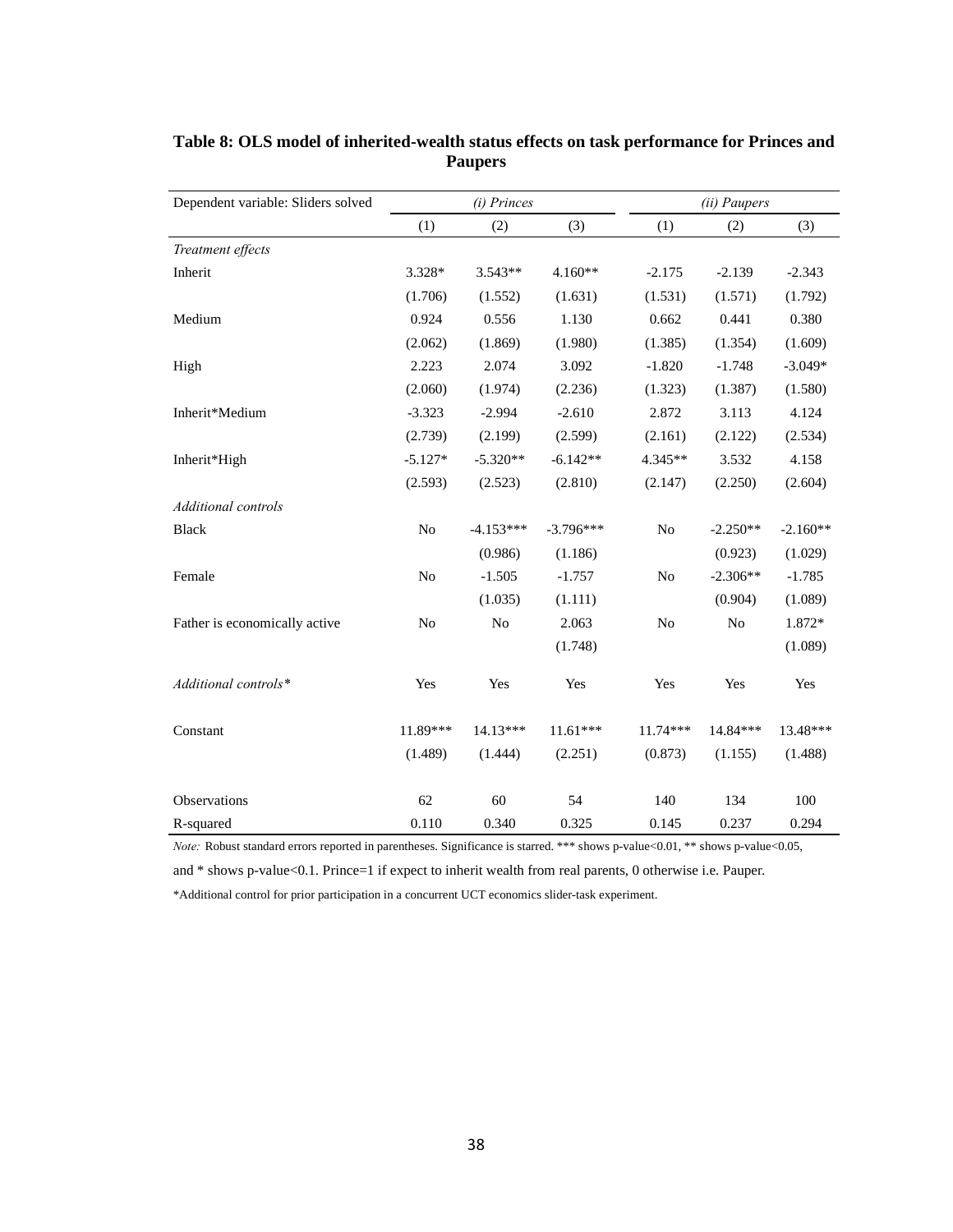**Table 8: OLS model of inherited-wealth status effects on task performance for Princes and Paupers**

| Dependent variable: Sliders solved | *(i) Princes* | | | *(ii) Paupers* | | |
|---|---|---|---|---|---|---|
| | (1) | (2) | (3) | (1) | (2) | (3) |
| *Treatment effects* | | | | | | |
| Inherit | 3.328* | 3.543** | 4.160** | -2.175 | -2.139 | -2.343 |
| | (1.706) | (1.552) | (1.631) | (1.531) | (1.571) | (1.792) |
| Medium | 0.924 | 0.556 | 1.130 | 0.662 | 0.441 | 0.380 |
| | (2.062) | (1.869) | (1.980) | (1.385) | (1.354) | (1.609) |
| High | 2.223 | 2.074 | 3.092 | -1.820 | -1.748 | -3.049* |
| | (2.060) | (1.974) | (2.236) | (1.323) | (1.387) | (1.580) |
| Inherit*Medium | -3.323 | -2.994 | -2.610 | 2.872 | 3.113 | 4.124 |
| | (2.739) | (2.199) | (2.599) | (2.161) | (2.122) | (2.534) |
| Inherit*High | -5.127* | -5.320** | -6.142** | 4.345** | 3.532 | 4.158 |
| | (2.593) | (2.523) | (2.810) | (2.147) | (2.250) | (2.604) |
| *Additional controls* | | | | | | |
| Black | No | -4.153*** | -3.796*** | No | -2.250** | -2.160** |
| | | (0.986) | (1.186) | | (0.923) | (1.029) |
| Female | No | -1.505 | -1.757 | No | -2.306** | -1.785 |
| | | (1.035) | (1.111) | | (0.904) | (1.089) |
| Father is economically active | No | No | 2.063 | No | No | 1.872* |
| | | | (1.748) | | | (1.089) |
| *Additional controls** | Yes | Yes | Yes | Yes | Yes | Yes |
| Constant | 11.89*** | 14.13*** | 11.61*** | 11.74*** | 14.84*** | 13.48*** |
| | (1.489) | (1.444) | (2.251) | (0.873) | (1.155) | (1.488) |
| Observations | 62 | 60 | 54 | 140 | 134 | 100 |
| R-squared | 0.110 | 0.340 | 0.325 | 0.145 | 0.237 | 0.294 |

*Note:* Robust standard errors reported in parentheses. Significance is starred. *** shows p-value<0.01, ** shows p-value<0.05, and * shows p-value<0.1. Prince=1 if expect to inherit wealth from real parents, 0 otherwise i.e. Pauper.

*Additional control for prior participation in a concurrent UCT economics slider-task experiment.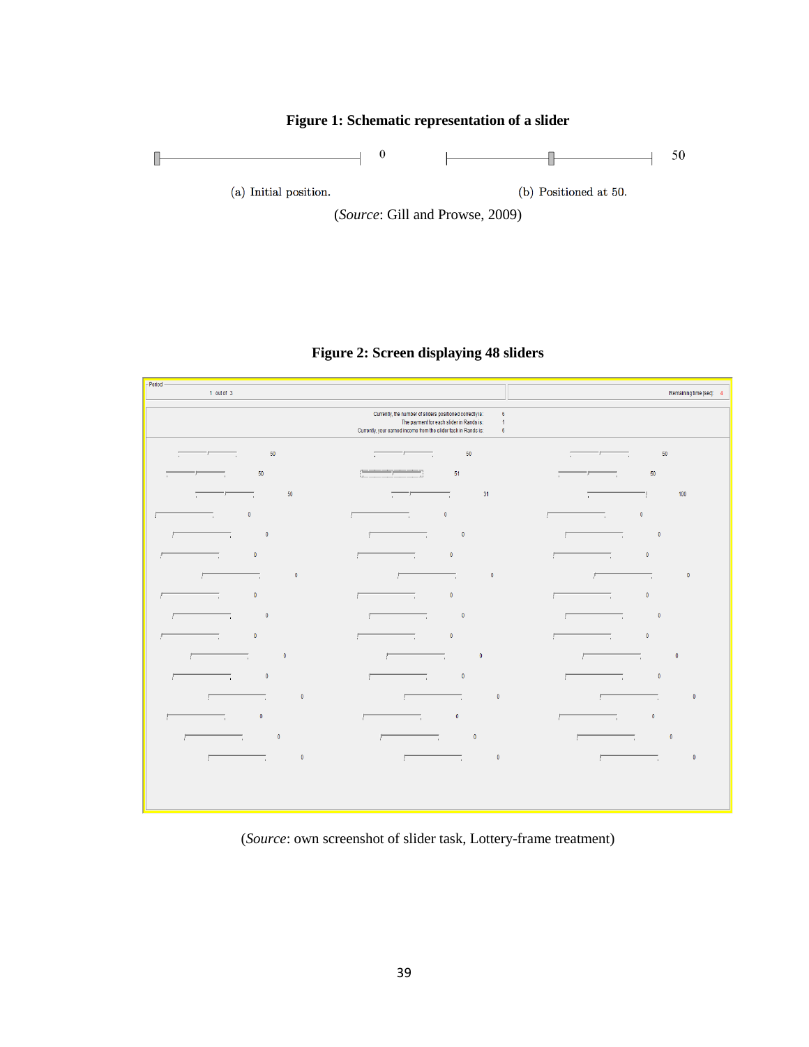**Figure 1: Schematic representation of a slider**

(a) Initial position.

(b) Positioned at 50.

(*Source*: Gill and Prowse, 2009)

**Figure 2: Screen displaying 48 sliders**

(*Source*: own screenshot of slider task, Lottery-frame treatment)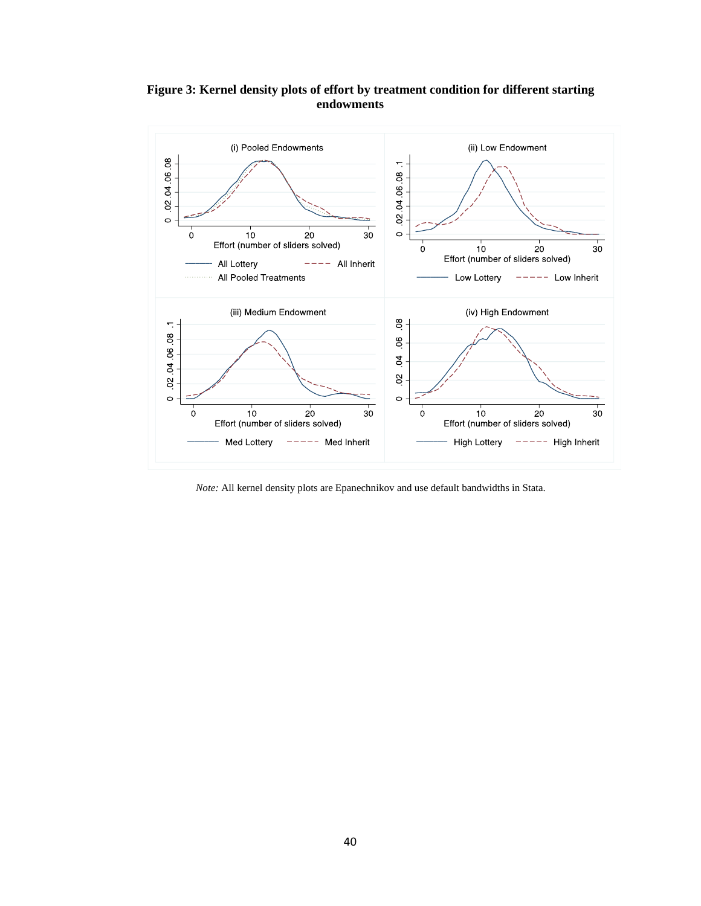**Figure 3: Kernel density plots of effort by treatment condition for different starting endowments**

*Note:* All kernel density plots are Epanechnikov and use default bandwidths in Stata.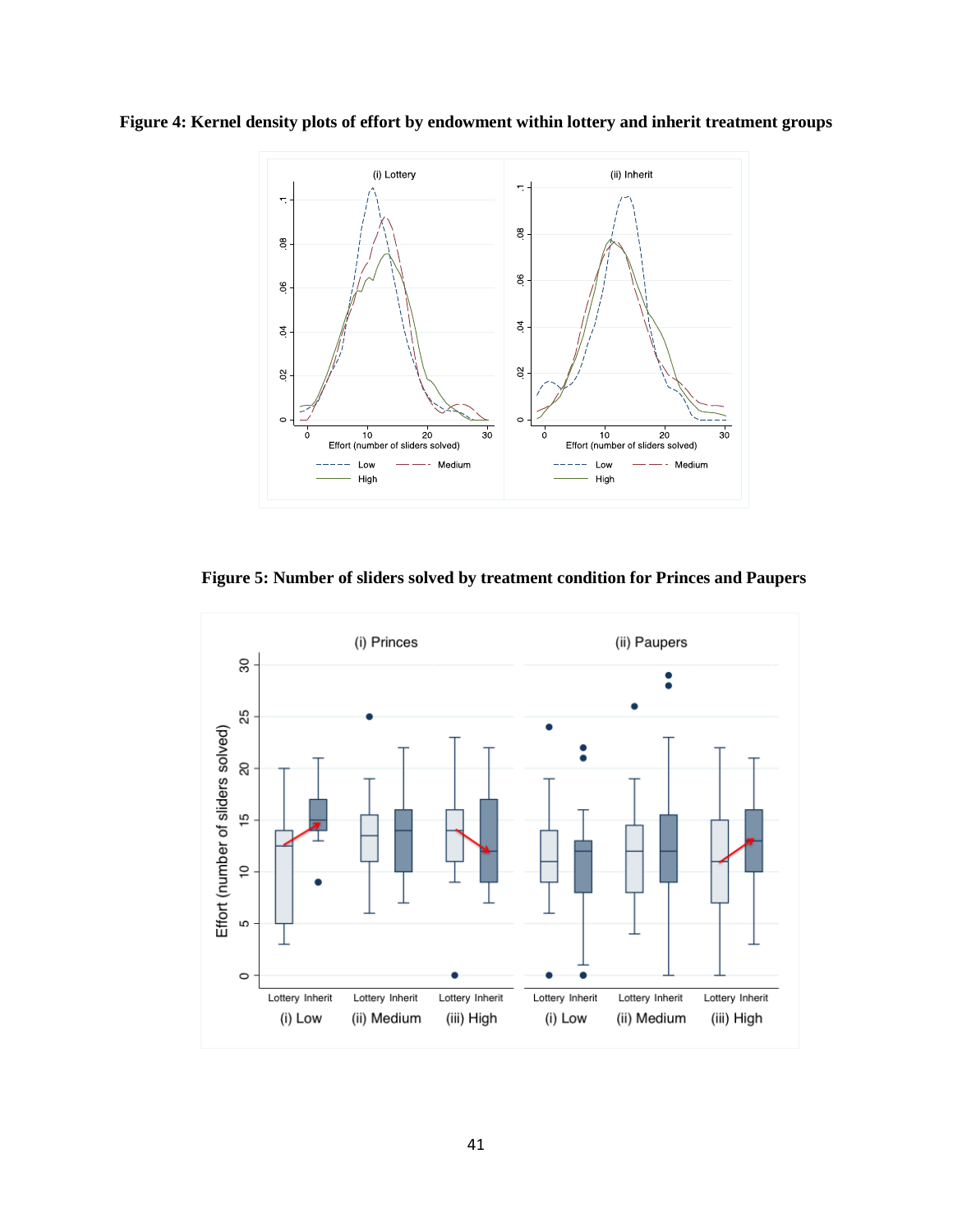**Figure 4: Kernel density plots of effort by endowment within lottery and inherit treatment groups**

**Figure 5: Number of sliders solved by treatment condition for Princes and Paupers**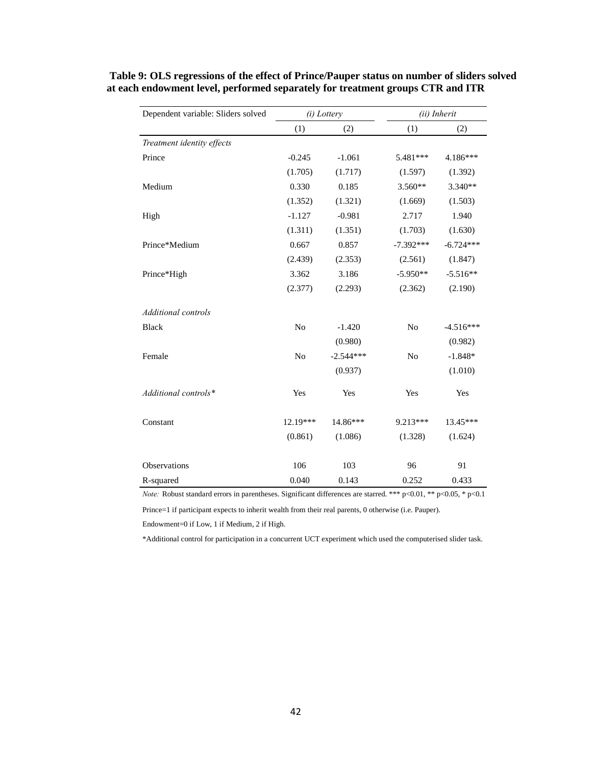**Table 9: OLS regressions of the effect of Prince/Pauper status on number of sliders solved at each endowment level, performed separately for treatment groups CTR and ITR**

| Dependent variable: Sliders solved | *(i) Lottery* | | *(ii) Inherit* | |
|---|---|---|---|---|
| | (1) | (2) | (1) | (2) |
| *Treatment identity effects* | | | | |
| Prince | -0.245 | -1.061 | 5.481*** | 4.186*** |
| | (1.705) | (1.717) | (1.597) | (1.392) |
| Medium | 0.330 | 0.185 | 3.560** | 3.340** |
| | (1.352) | (1.321) | (1.669) | (1.503) |
| High | -1.127 | -0.981 | 2.717 | 1.940 |
| | (1.311) | (1.351) | (1.703) | (1.630) |
| Prince*Medium | 0.667 | 0.857 | -7.392*** | -6.724*** |
| | (2.439) | (2.353) | (2.561) | (1.847) |
| Prince*High | 3.362 | 3.186 | -5.950** | -5.516** |
| | (2.377) | (2.293) | (2.362) | (2.190) |
| *Additional controls* | | | | |
| Black | No | -1.420 | No | -4.516*** |
| | | (0.980) | | (0.982) |
| Female | No | -2.544*** | No | -1.848* |
| | | (0.937) | | (1.010) |
| *Additional controls** | Yes | Yes | Yes | Yes |
| Constant | 12.19*** | 14.86*** | 9.213*** | 13.45*** |
| | (0.861) | (1.086) | (1.328) | (1.624) |
| Observations | 106 | 103 | 96 | 91 |
| R-squared | 0.040 | 0.143 | 0.252 | 0.433 |

*Note:* Robust standard errors in parentheses. Significant differences are starred. *** p<0.01, ** p<0.05, * p<0.1

Prince=1 if participant expects to inherit wealth from their real parents, 0 otherwise (i.e. Pauper).

Endowment=0 if Low, 1 if Medium, 2 if High.

*Additional control for participation in a concurrent UCT experiment which used the computerised slider task.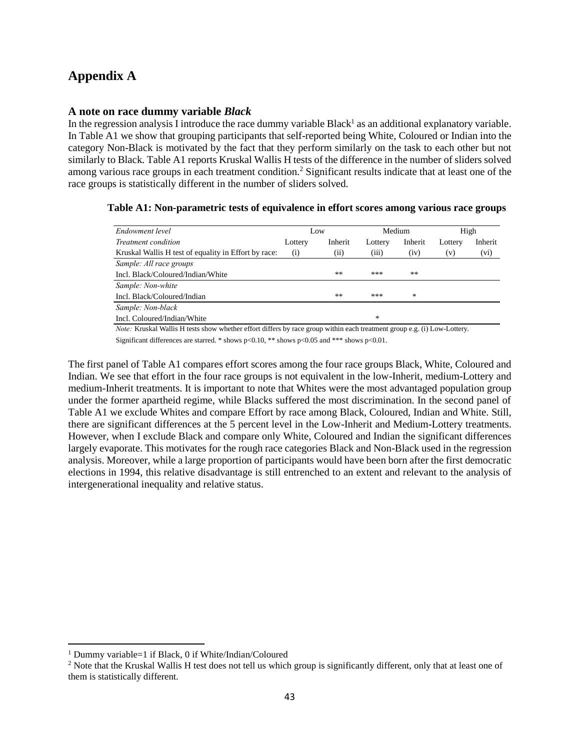# Appendix A

### A note on race dummy variable *Black*

In the regression analysis I introduce the race dummy variable Black[1] as an additional explanatory variable. In Table A1 we show that grouping participants that self-reported being White, Coloured or Indian into the category Non-Black is motivated by the fact that they perform similarly on the task to each other but not similarly to Black. Table A1 reports Kruskal Wallis H tests of the difference in the number of sliders solved among various race groups in each treatment condition.[2] Significant results indicate that at least one of the race groups is statistically different in the number of sliders solved.

**Table A1: Non-parametric tests of equivalence in effort scores among various race groups**

| *Endowment level* | Low | | Medium | | High | |
|---|---|---|---|---|---|---|
| *Treatment condition* | Lottery | Inherit | Lottery | Inherit | Lottery | Inherit |
| Kruskal Wallis H test of equality in Effort by race: | (i) | (ii) | (iii) | (iv) | (v) | (vi) |
| *Sample: All race groups* | | | | | | |
| Incl. Black/Coloured/Indian/White | | ** | *** | ** | | |
| *Sample: Non-white* | | | | | | |
| Incl. Black/Coloured/Indian | | ** | *** | * | | |
| *Sample: Non-black* | | | | | | |
| Incl. Coloured/Indian/White | | | * | | | |

*Note:* Kruskal Wallis H tests show whether effort differs by race group within each treatment group e.g. (i) Low-Lottery. Significant differences are starred. * shows $p<0.10$, ** shows $p<0.05$ and *** shows $p<0.01$.

The first panel of Table A1 compares effort scores among the four race groups Black, White, Coloured and Indian. We see that effort in the four race groups is not equivalent in the low-Inherit, medium-Lottery and medium-Inherit treatments. It is important to note that Whites were the most advantaged population group under the former apartheid regime, while Blacks suffered the most discrimination. In the second panel of Table A1 we exclude Whites and compare Effort by race among Black, Coloured, Indian and White. Still, there are significant differences at the 5 percent level in the Low-Inherit and Medium-Lottery treatments. However, when I exclude Black and compare only White, Coloured and Indian the significant differences largely evaporate. This motivates for the rough race categories Black and Non-Black used in the regression analysis. Moreover, while a large proportion of participants would have been born after the first democratic elections in 1994, this relative disadvantage is still entrenched to an extent and relevant to the analysis of intergenerational inequality and relative status.

---

[1] Dummy variable=1 if Black, 0 if White/Indian/Coloured

[2] Note that the Kruskal Wallis H test does not tell us which group is significantly different, only that at least one of them is statistically different.